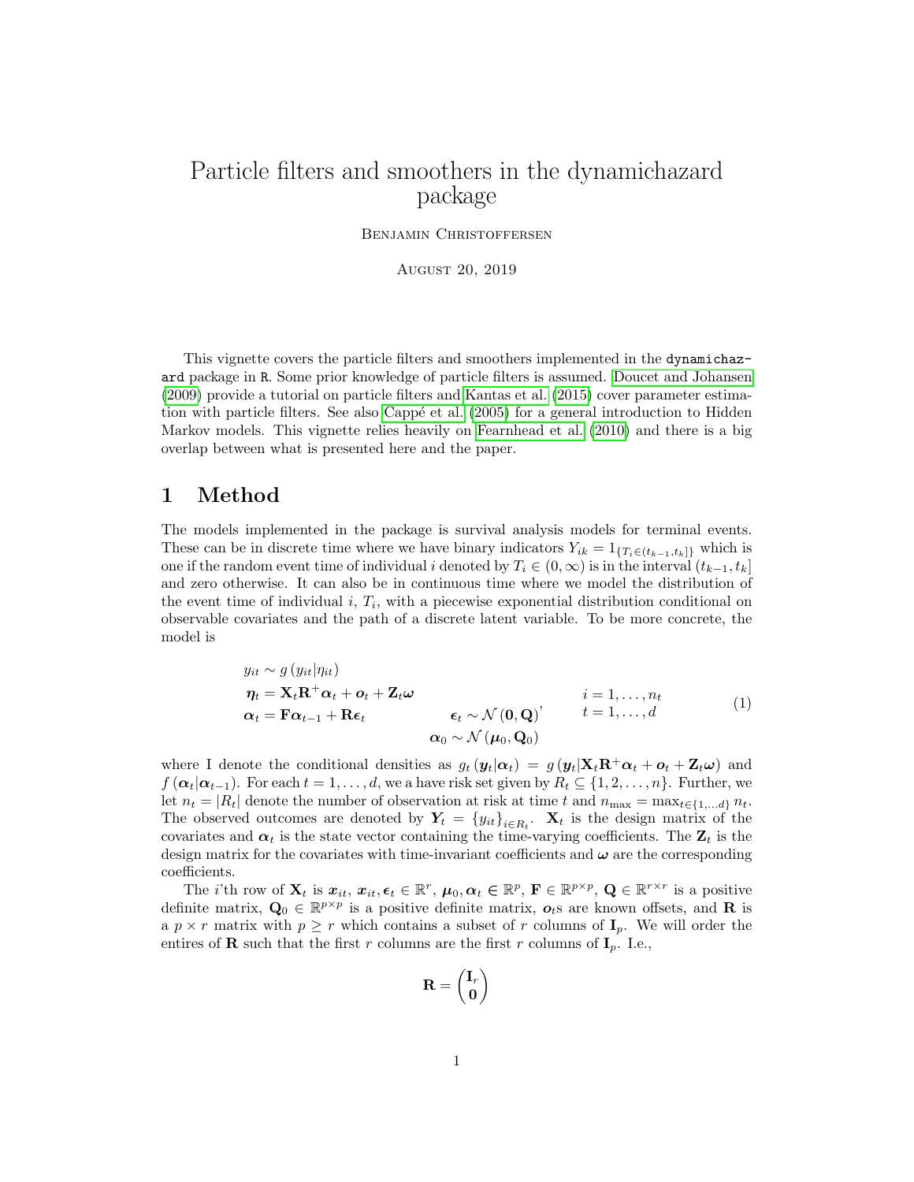# Particle filters and smoothers in the dynamichazard package

Benjamin Christoffersen

August 20, 2019

This vignette covers the particle filters and smoothers implemented in the `dynamichazard` package in R. Some prior knowledge of particle filters is assumed. Doucet and Johansen (2009) provide a tutorial on particle filters and Kantas et al. (2015) cover parameter estimation with particle filters. See also Cappé et al. (2005) for a general introduction to Hidden Markov models. This vignette relies heavily on Fearnhead et al. (2010) and there is a big overlap between what is presented here and the paper.

## 1 Method

The models implemented in the package is survival analysis models for terminal events. These can be in discrete time where we have binary indicators $Y_{ik} = 1_{\{T_i \in (t_{k-1}, t_k]\}}$ which is one if the random event time of individual $i$ denoted by $T_i \in (0, \infty)$ is in the interval $(t_{k-1}, t_k]$ and zero otherwise. It can also be in continuous time where we model the distribution of the event time of individual $i$, $T_i$, with a piecewise exponential distribution conditional on observable covariates and the path of a discrete latent variable. To be more concrete, the model is

$$
\begin{array}{lll}
y_{it} \sim g\left(y_{it} | \eta_{it}\right) & & \\
\boldsymbol{\eta}_t = \mathbf{X}_t \mathbf{R}^+ \boldsymbol{\alpha}_t + \boldsymbol{o}_t + \mathbf{Z}_t \boldsymbol{\omega} & & i = 1, \dots, n_t \\
\boldsymbol{\alpha}_t = \mathbf{F} \boldsymbol{\alpha}_{t-1} + \mathbf{R} \boldsymbol{\epsilon}_t & \boldsymbol{\epsilon}_t \sim \mathcal{N}\left(\mathbf{0}, \mathbf{Q}\right), & t = 1, \dots, d \\
& \boldsymbol{\alpha}_0 \sim \mathcal{N}\left(\boldsymbol{\mu}_0, \mathbf{Q}_0\right) &
\end{array}
\tag{1}
$$

where I denote the conditional densities as $g_t\left(\boldsymbol{y}_t | \boldsymbol{\alpha}_t\right) = g\left(\boldsymbol{y}_t | \mathbf{X}_t \mathbf{R}^+ \boldsymbol{\alpha}_t + \boldsymbol{o}_t + \mathbf{Z}_t \boldsymbol{\omega}\right)$ and $f\left(\boldsymbol{\alpha}_t | \boldsymbol{\alpha}_{t-1}\right)$. For each $t = 1, \dots, d$, we a have risk set given by $R_t \subseteq \{1, 2, \dots, n\}$. Further, we let $n_t = |R_t|$ denote the number of observation at risk at time $t$ and $n_{\max} = \max_{t \in \{1, \dots d\}} n_t$. The observed outcomes are denoted by $\boldsymbol{Y}_t = \{y_{it}\}_{i \in R_t}$. $\mathbf{X}_t$ is the design matrix of the covariates and $\boldsymbol{\alpha}_t$ is the state vector containing the time-varying coefficients. The $\mathbf{Z}_t$ is the design matrix for the covariates with time-invariant coefficients and $\boldsymbol{\omega}$ are the corresponding coefficients.

The $i$'th row of $\mathbf{X}_t$ is $\boldsymbol{x}_{it}$, $\boldsymbol{x}_{it}, \boldsymbol{\epsilon}_t \in \mathbb{R}^r$, $\boldsymbol{\mu}_0, \boldsymbol{\alpha}_t \in \mathbb{R}^p$, $\mathbf{F} \in \mathbb{R}^{p \times p}$, $\mathbf{Q} \in \mathbb{R}^{r \times r}$ is a positive definite matrix, $\mathbf{Q}_0 \in \mathbb{R}^{p \times p}$ is a positive definite matrix, $\boldsymbol{o}_t$s are known offsets, and $\mathbf{R}$ is a $p \times r$ matrix with $p \geq r$ which contains a subset of $r$ columns of $\mathbf{I}_p$. We will order the entires of $\mathbf{R}$ such that the first $r$ columns are the first $r$ columns of $\mathbf{I}_p$. I.e.,

$$
\mathbf{R} = \begin{pmatrix} \mathbf{I}_r \\ \mathbf{0} \end{pmatrix}
$$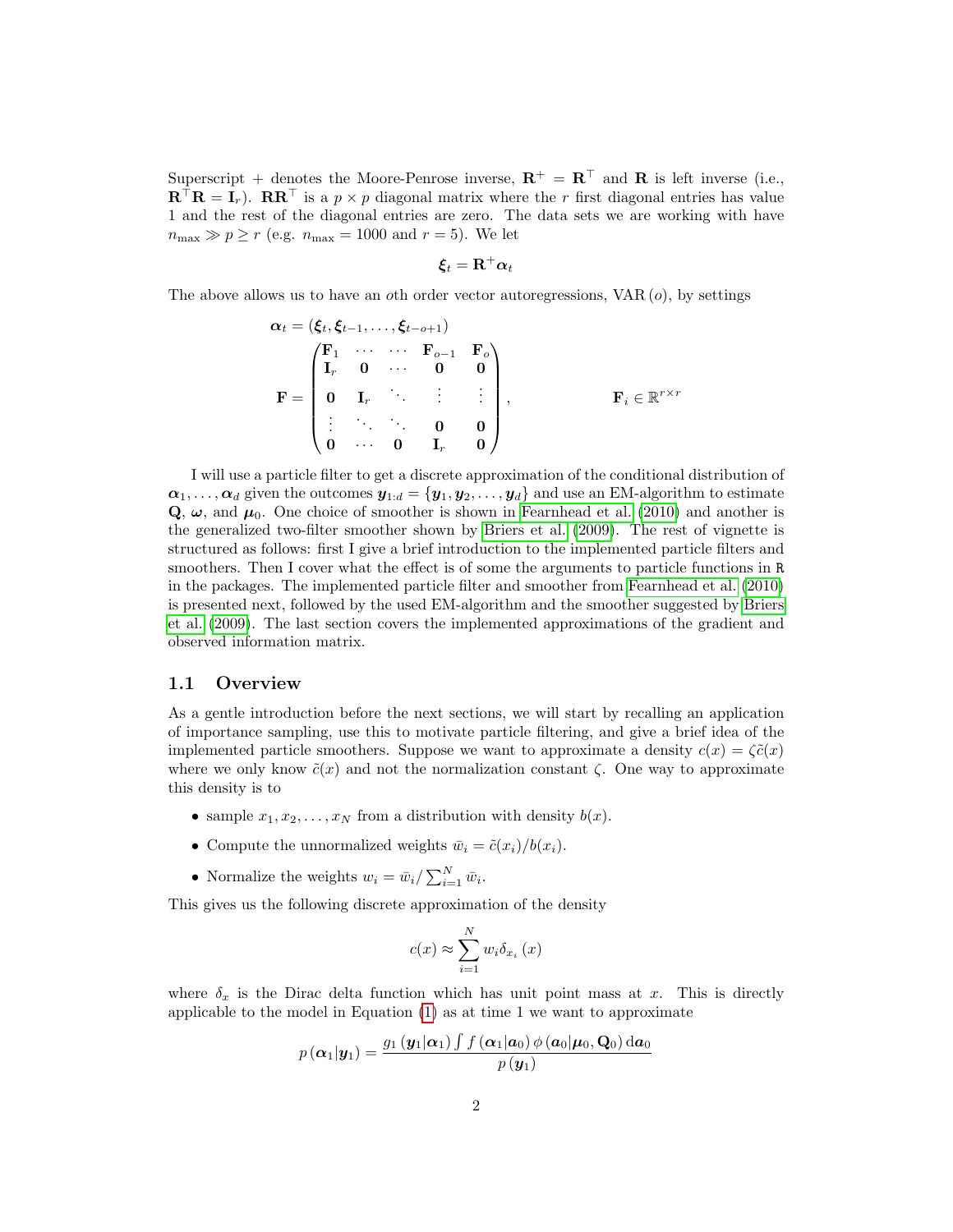Superscript + denotes the Moore-Penrose inverse, $\mathbf{R}^+ = \mathbf{R}^\top$ and $\mathbf{R}$ is left inverse (i.e., $\mathbf{R}^\top\mathbf{R} = \mathbf{I}_r$). $\mathbf{R}\mathbf{R}^\top$ is a $p \times p$ diagonal matrix where the $r$ first diagonal entries has value 1 and the rest of the diagonal entries are zero. The data sets we are working with have $n_{\max} \gg p \geq r$ (e.g. $n_{\max} = 1000$ and $r = 5$). We let

$$\boldsymbol{\xi}_t = \mathbf{R}^+ \boldsymbol{\alpha}_t$$

The above allows us to have an $o$th order vector autoregressions, VAR $(o)$, by settings

$$\boldsymbol{\alpha}_t = (\boldsymbol{\xi}_t, \boldsymbol{\xi}_{t-1}, \dots, \boldsymbol{\xi}_{t-o+1})$$

$$\mathbf{F} = \begin{pmatrix} \mathbf{F}_1 & \cdots & \cdots & \mathbf{F}_{o-1} & \mathbf{F}_o \\ \mathbf{I}_r & \mathbf{0} & \cdots & \mathbf{0} & \mathbf{0} \\ \mathbf{0} & \mathbf{I}_r & \ddots & \vdots & \vdots \\ \vdots & \ddots & \ddots & \mathbf{0} & \mathbf{0} \\ \mathbf{0} & \cdots & \mathbf{0} & \mathbf{I}_r & \mathbf{0} \end{pmatrix}, \qquad \mathbf{F}_i \in \mathbb{R}^{r \times r}$$

I will use a particle filter to get a discrete approximation of the conditional distribution of $\boldsymbol{\alpha}_1, \dots, \boldsymbol{\alpha}_d$ given the outcomes $\boldsymbol{y}_{1:d} = \{\boldsymbol{y}_1, \boldsymbol{y}_2, \dots, \boldsymbol{y}_d\}$ and use an EM-algorithm to estimate $\mathbf{Q}$, $\boldsymbol{\omega}$, and $\boldsymbol{\mu}_0$. One choice of smoother is shown in Fearnhead et al. (2010) and another is the generalized two-filter smoother shown by Briers et al. (2009). The rest of vignette is structured as follows: first I give a brief introduction to the implemented particle filters and smoothers. Then I cover what the effect is of some the arguments to particle functions in R in the packages. The implemented particle filter and smoother from Fearnhead et al. (2010) is presented next, followed by the used EM-algorithm and the smoother suggested by Briers et al. (2009). The last section covers the implemented approximations of the gradient and observed information matrix.

## 1.1 Overview

As a gentle introduction before the next sections, we will start by recalling an application of importance sampling, use this to motivate particle filtering, and give a brief idea of the implemented particle smoothers. Suppose we want to approximate a density $c(x) = \zeta\tilde{c}(x)$ where we only know $\tilde{c}(x)$ and not the normalization constant $\zeta$. One way to approximate this density is to

- sample $x_1, x_2, \dots, x_N$ from a distribution with density $b(x)$.
- Compute the unnormalized weights $\bar{w}_i = \tilde{c}(x_i)/b(x_i)$.
- Normalize the weights $w_i = \bar{w}_i / \sum_{i=1}^N \bar{w}_i$.

This gives us the following discrete approximation of the density

$$c(x) \approx \sum_{i=1}^N w_i \delta_{x_i}(x)$$

where $\delta_x$ is the Dirac delta function which has unit point mass at $x$. This is directly applicable to the model in Equation (1) as at time 1 we want to approximate

$$p(\boldsymbol{\alpha}_1 | \boldsymbol{y}_1) = \frac{g_1(\boldsymbol{y}_1|\boldsymbol{\alpha}_1) \int f(\boldsymbol{\alpha}_1|\boldsymbol{a}_0)\, \phi(\boldsymbol{a}_0|\boldsymbol{\mu}_0, \mathbf{Q}_0)\, \mathrm{d}\boldsymbol{a}_0}{p(\boldsymbol{y}_1)}$$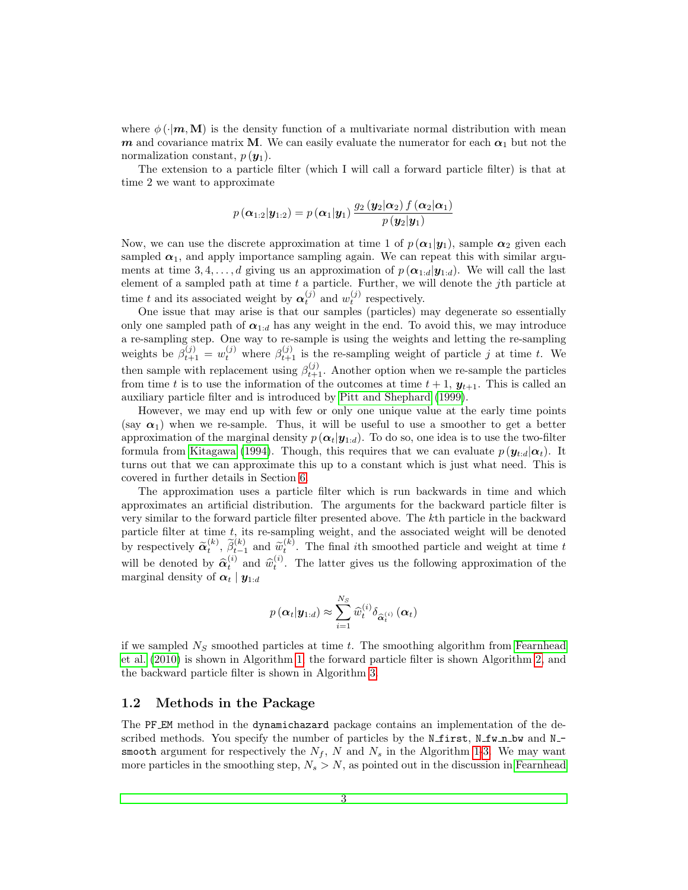where $\phi(\cdot|\boldsymbol{m}, \mathbf{M})$ is the density function of a multivariate normal distribution with mean $\boldsymbol{m}$ and covariance matrix $\mathbf{M}$. We can easily evaluate the numerator for each $\boldsymbol{\alpha}_1$ but not the normalization constant, $p(\boldsymbol{y}_1)$.

The extension to a particle filter (which I will call a forward particle filter) is that at time 2 we want to approximate

$$p(\boldsymbol{\alpha}_{1:2}|\boldsymbol{y}_{1:2}) = p(\boldsymbol{\alpha}_1|\boldsymbol{y}_1)\frac{g_2(\boldsymbol{y}_2|\boldsymbol{\alpha}_2)\,f(\boldsymbol{\alpha}_2|\boldsymbol{\alpha}_1)}{p(\boldsymbol{y}_2|\boldsymbol{y}_1)}$$

Now, we can use the discrete approximation at time 1 of $p(\boldsymbol{\alpha}_1|\boldsymbol{y}_1)$, sample $\boldsymbol{\alpha}_2$ given each sampled $\boldsymbol{\alpha}_1$, and apply importance sampling again. We can repeat this with similar arguments at time $3, 4, \dots, d$ giving us an approximation of $p(\boldsymbol{\alpha}_{1:d}|\boldsymbol{y}_{1:d})$. We will call the last element of a sampled path at time $t$ a particle. Further, we will denote the $j$th particle at time $t$ and its associated weight by $\boldsymbol{\alpha}_t^{(j)}$ and $w_t^{(j)}$ respectively.

One issue that may arise is that our samples (particles) may degenerate so essentially only one sampled path of $\boldsymbol{\alpha}_{1:d}$ has any weight in the end. To avoid this, we may introduce a re-sampling step. One way to re-sample is using the weights and letting the re-sampling weights be $\beta_{t+1}^{(j)} = w_t^{(j)}$ where $\beta_{t+1}^{(j)}$ is the re-sampling weight of particle $j$ at time $t$. We then sample with replacement using $\beta_{t+1}^{(j)}$. Another option when we re-sample the particles from time $t$ is to use the information of the outcomes at time $t+1$, $\boldsymbol{y}_{t+1}$. This is called an auxiliary particle filter and is introduced by Pitt and Shephard (1999).

However, we may end up with few or only one unique value at the early time points (say $\boldsymbol{\alpha}_1$) when we re-sample. Thus, it will be useful to use a smoother to get a better approximation of the marginal density $p(\boldsymbol{\alpha}_t|\boldsymbol{y}_{1:d})$. To do so, one idea is to use the two-filter formula from Kitagawa (1994). Though, this requires that we can evaluate $p(\boldsymbol{y}_{t:d}|\boldsymbol{\alpha}_t)$. It turns out that we can approximate this up to a constant which is just what need. This is covered in further details in Section 6.

The approximation uses a particle filter which is run backwards in time and which approximates an artificial distribution. The arguments for the backward particle filter is very similar to the forward particle filter presented above. The $k$th particle in the backward particle filter at time $t$, its re-sampling weight, and the associated weight will be denoted by respectively $\widetilde{\boldsymbol{\alpha}}_t^{(k)}$, $\widetilde{\beta}_{t-1}^{(k)}$ and $\widetilde{w}_t^{(k)}$. The final $i$th smoothed particle and weight at time $t$ will be denoted by $\widehat{\boldsymbol{\alpha}}_t^{(i)}$ and $\widehat{w}_t^{(i)}$. The latter gives us the following approximation of the marginal density of $\boldsymbol{\alpha}_t \mid \boldsymbol{y}_{1:d}$

$$p(\boldsymbol{\alpha}_t|\boldsymbol{y}_{1:d}) \approx \sum_{i=1}^{N_S} \widehat{w}_t^{(i)} \delta_{\widehat{\boldsymbol{\alpha}}_t^{(i)}}(\boldsymbol{\alpha}_t)$$

if we sampled $N_S$ smoothed particles at time $t$. The smoothing algorithm from Fearnhead et al. (2010) is shown in Algorithm 1, the forward particle filter is shown Algorithm 2, and the backward particle filter is shown in Algorithm 3.

## 1.2 Methods in the Package

The `PF_EM` method in the `dynamichazard` package contains an implementation of the described methods. You specify the number of particles by the `N_first`, `N_fw_n_bw` and `N_smooth` argument for respectively the $N_f$, $N$ and $N_s$ in the Algorithm 1-3. We may want more particles in the smoothing step, $N_s > N$, as pointed out in the discussion in Fearnhead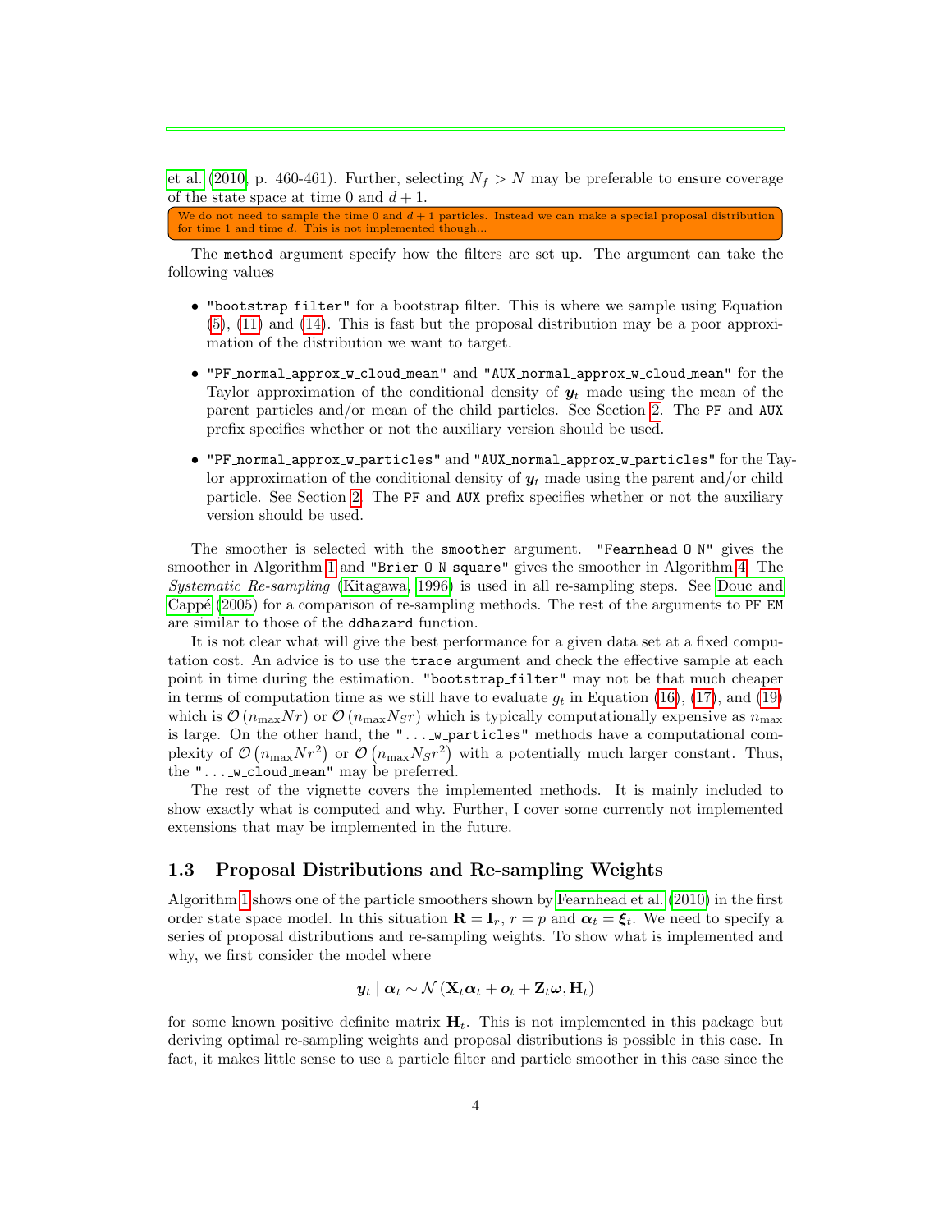et al. (2010, p. 460-461). Further, selecting $N_f > N$ may be preferable to ensure coverage of the state space at time 0 and $d+1$.

We do not need to sample the time 0 and $d+1$ particles. Instead we can make a special proposal distribution for time 1 and time $d$. This is not implemented though...

The `method` argument specify how the filters are set up. The argument can take the following values

- `"bootstrap_filter"` for a bootstrap filter. This is where we sample using Equation (5), (11) and (14). This is fast but the proposal distribution may be a poor approximation of the distribution we want to target.
- `"PF_normal_approx_w_cloud_mean"` and `"AUX_normal_approx_w_cloud_mean"` for the Taylor approximation of the conditional density of $\boldsymbol{y}_t$ made using the mean of the parent particles and/or mean of the child particles. See Section 2. The `PF` and `AUX` prefix specifies whether or not the auxiliary version should be used.
- `"PF_normal_approx_w_particles"` and `"AUX_normal_approx_w_particles"` for the Taylor approximation of the conditional density of $\boldsymbol{y}_t$ made using the parent and/or child particle. See Section 2. The `PF` and `AUX` prefix specifies whether or not the auxiliary version should be used.

The smoother is selected with the `smoother` argument. `"Fearnhead_O_N"` gives the smoother in Algorithm 1 and `"Brier_O_N_square"` gives the smoother in Algorithm 4. The *Systematic Re-sampling* (Kitagawa, 1996) is used in all re-sampling steps. See Douc and Cappé (2005) for a comparison of re-sampling methods. The rest of the arguments to `PF_EM` are similar to those of the `ddhazard` function.

It is not clear what will give the best performance for a given data set at a fixed computation cost. An advice is to use the `trace` argument and check the effective sample at each point in time during the estimation. `"bootstrap_filter"` may not be that much cheaper in terms of computation time as we still have to evaluate $g_t$ in Equation (16), (17), and (19) which is $\mathcal{O}(n_{\max}Nr)$ or $\mathcal{O}(n_{\max}N_Sr)$ which is typically computationally expensive as $n_{\max}$ is large. On the other hand, the `"..._w_particles"` methods have a computational complexity of $\mathcal{O}(n_{\max}Nr^2)$ or $\mathcal{O}(n_{\max}N_Sr^2)$ with a potentially much larger constant. Thus, the `"..._w_cloud_mean"` may be preferred.

The rest of the vignette covers the implemented methods. It is mainly included to show exactly what is computed and why. Further, I cover some currently not implemented extensions that may be implemented in the future.

### 1.3 Proposal Distributions and Re-sampling Weights

Algorithm 1 shows one of the particle smoothers shown by Fearnhead et al. (2010) in the first order state space model. In this situation $\mathbf{R} = \mathbf{I}_r$, $r = p$ and $\boldsymbol{\alpha}_t = \boldsymbol{\xi}_t$. We need to specify a series of proposal distributions and re-sampling weights. To show what is implemented and why, we first consider the model where

$$\boldsymbol{y}_t \mid \boldsymbol{\alpha}_t \sim \mathcal{N}\left(\mathbf{X}_t\boldsymbol{\alpha}_t + \boldsymbol{o}_t + \mathbf{Z}_t\boldsymbol{\omega}, \mathbf{H}_t\right)$$

for some known positive definite matrix $\mathbf{H}_t$. This is not implemented in this package but deriving optimal re-sampling weights and proposal distributions is possible in this case. In fact, it makes little sense to use a particle filter and particle smoother in this case since the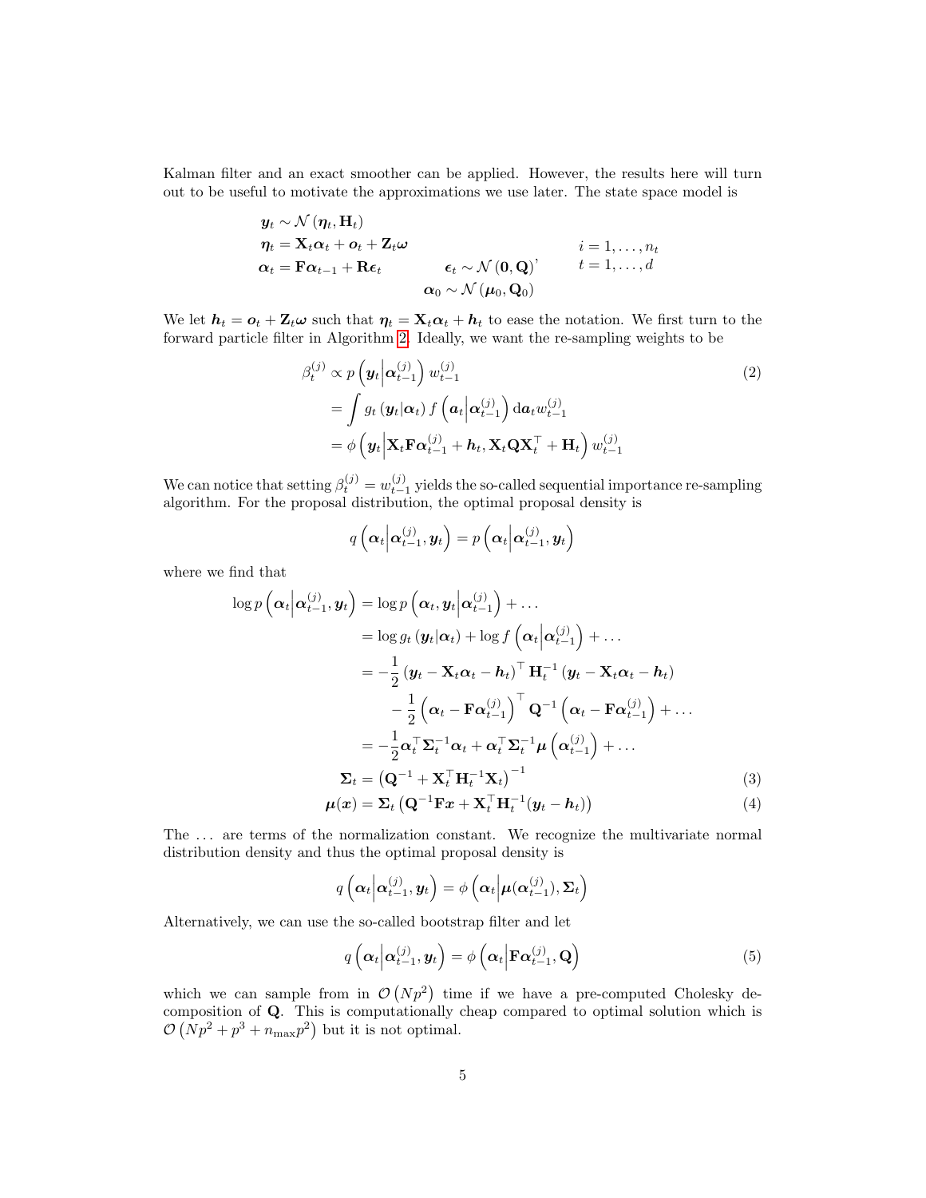Kalman filter and an exact smoother can be applied. However, the results here will turn out to be useful to motivate the approximations we use later. The state space model is

$$
\begin{aligned}
&\boldsymbol{y}_t \sim \mathcal{N}\left(\boldsymbol{\eta}_t, \mathbf{H}_t\right) & & \\
&\boldsymbol{\eta}_t = \mathbf{X}_t\boldsymbol{\alpha}_t + \boldsymbol{o}_t + \mathbf{Z}_t\boldsymbol{\omega} & & i = 1, \dots, n_t \\
&\boldsymbol{\alpha}_t = \mathbf{F}\boldsymbol{\alpha}_{t-1} + \mathbf{R}\boldsymbol{\epsilon}_t \qquad \boldsymbol{\epsilon}_t \sim \mathcal{N}\left(\mathbf{0}, \mathbf{Q}\right)', & & t = 1, \dots, d \\
&\qquad\qquad\qquad\qquad\qquad \boldsymbol{\alpha}_0 \sim \mathcal{N}\left(\boldsymbol{\mu}_0, \mathbf{Q}_0\right) & &
\end{aligned}
$$

We let $\boldsymbol{h}_t = \boldsymbol{o}_t + \mathbf{Z}_t\boldsymbol{\omega}$ such that $\boldsymbol{\eta}_t = \mathbf{X}_t\boldsymbol{\alpha}_t + \boldsymbol{h}_t$ to ease the notation. We first turn to the forward particle filter in Algorithm 2. Ideally, we want the re-sampling weights to be

$$
\begin{aligned}
\beta_t^{(j)} &\propto p\left(\boldsymbol{y}_t \middle| \boldsymbol{\alpha}_{t-1}^{(j)}\right) w_{t-1}^{(j)} \qquad\qquad (2) \\
&= \int g_t\left(\boldsymbol{y}_t | \boldsymbol{\alpha}_t\right) f\left(\boldsymbol{a}_t \middle| \boldsymbol{\alpha}_{t-1}^{(j)}\right) \mathrm{d}\boldsymbol{a}_t w_{t-1}^{(j)} \\
&= \phi\left(\boldsymbol{y}_t \middle| \mathbf{X}_t\mathbf{F}\boldsymbol{\alpha}_{t-1}^{(j)} + \boldsymbol{h}_t, \mathbf{X}_t\mathbf{Q}\mathbf{X}_t^\top + \mathbf{H}_t\right) w_{t-1}^{(j)}
\end{aligned}
$$

We can notice that setting $\beta_t^{(j)} = w_{t-1}^{(j)}$ yields the so-called sequential importance re-sampling algorithm. For the proposal distribution, the optimal proposal density is

$$
q\left(\boldsymbol{\alpha}_t \middle| \boldsymbol{\alpha}_{t-1}^{(j)}, \boldsymbol{y}_t\right) = p\left(\boldsymbol{\alpha}_t \middle| \boldsymbol{\alpha}_{t-1}^{(j)}, \boldsymbol{y}_t\right)
$$

where we find that

$$
\begin{aligned}
\log p\left(\boldsymbol{\alpha}_t \middle| \boldsymbol{\alpha}_{t-1}^{(j)}, \boldsymbol{y}_t\right) &= \log p\left(\boldsymbol{\alpha}_t, \boldsymbol{y}_t \middle| \boldsymbol{\alpha}_{t-1}^{(j)}\right) + \dots \\
&= \log g_t\left(\boldsymbol{y}_t | \boldsymbol{\alpha}_t\right) + \log f\left(\boldsymbol{\alpha}_t \middle| \boldsymbol{\alpha}_{t-1}^{(j)}\right) + \dots \\
&= -\frac{1}{2}\left(\boldsymbol{y}_t - \mathbf{X}_t\boldsymbol{\alpha}_t - \boldsymbol{h}_t\right)^\top \mathbf{H}_t^{-1}\left(\boldsymbol{y}_t - \mathbf{X}_t\boldsymbol{\alpha}_t - \boldsymbol{h}_t\right) \\
&\qquad - \frac{1}{2}\left(\boldsymbol{\alpha}_t - \mathbf{F}\boldsymbol{\alpha}_{t-1}^{(j)}\right)^\top \mathbf{Q}^{-1}\left(\boldsymbol{\alpha}_t - \mathbf{F}\boldsymbol{\alpha}_{t-1}^{(j)}\right) + \dots \\
&= -\frac{1}{2}\boldsymbol{\alpha}_t^\top\boldsymbol{\Sigma}_t^{-1}\boldsymbol{\alpha}_t + \boldsymbol{\alpha}_t^\top\boldsymbol{\Sigma}_t^{-1}\boldsymbol{\mu}\left(\boldsymbol{\alpha}_{t-1}^{(j)}\right) + \dots \\
\boldsymbol{\Sigma}_t &= \left(\mathbf{Q}^{-1} + \mathbf{X}_t^\top\mathbf{H}_t^{-1}\mathbf{X}_t\right)^{-1} \qquad\qquad (3) \\
\boldsymbol{\mu}(\boldsymbol{x}) &= \boldsymbol{\Sigma}_t\left(\mathbf{Q}^{-1}\mathbf{F}\boldsymbol{x} + \mathbf{X}_t^\top\mathbf{H}_t^{-1}(\boldsymbol{y}_t - \boldsymbol{h}_t)\right) \qquad\qquad (4)
\end{aligned}
$$

The $\dots$ are terms of the normalization constant. We recognize the multivariate normal distribution density and thus the optimal proposal density is

$$
q\left(\boldsymbol{\alpha}_t \middle| \boldsymbol{\alpha}_{t-1}^{(j)}, \boldsymbol{y}_t\right) = \phi\left(\boldsymbol{\alpha}_t \middle| \boldsymbol{\mu}(\boldsymbol{\alpha}_{t-1}^{(j)}), \boldsymbol{\Sigma}_t\right)
$$

Alternatively, we can use the so-called bootstrap filter and let

$$
q\left(\boldsymbol{\alpha}_t \middle| \boldsymbol{\alpha}_{t-1}^{(j)}, \boldsymbol{y}_t\right) = \phi\left(\boldsymbol{\alpha}_t \middle| \mathbf{F}\boldsymbol{\alpha}_{t-1}^{(j)}, \mathbf{Q}\right) \qquad\qquad (5)
$$

which we can sample from in $\mathcal{O}\left(Np^2\right)$ time if we have a pre-computed Cholesky decomposition of $\mathbf{Q}$. This is computationally cheap compared to optimal solution which is $\mathcal{O}\left(Np^2 + p^3 + n_{\max}p^2\right)$ but it is not optimal.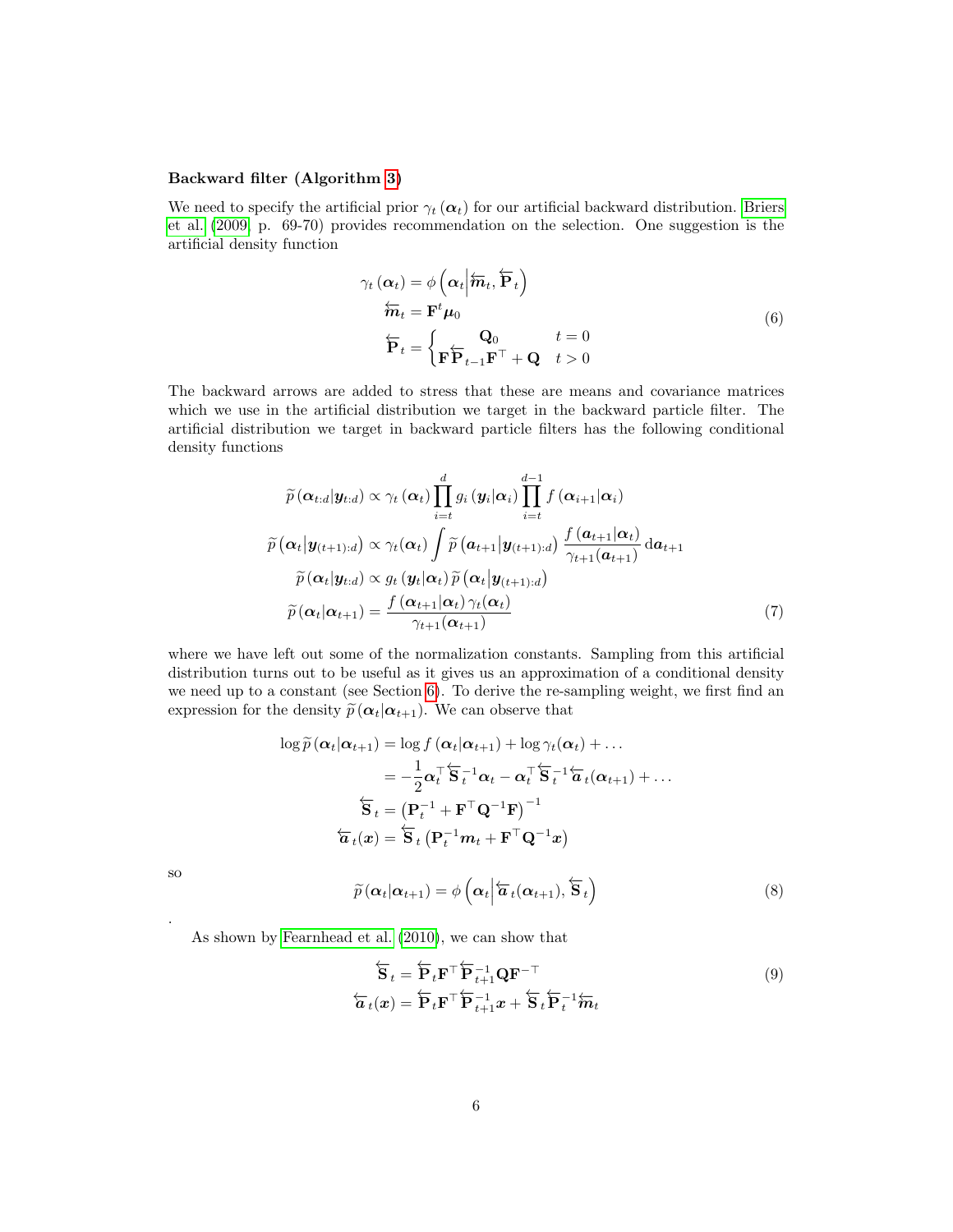**Backward filter (Algorithm 3)**

We need to specify the artificial prior $\gamma_t(\boldsymbol{\alpha}_t)$ for our artificial backward distribution. Briers et al. (2009, p. 69-70) provides recommendation on the selection. One suggestion is the artificial density function

$$
\begin{aligned}
\gamma_t(\boldsymbol{\alpha}_t) &= \phi\left(\boldsymbol{\alpha}_t \middle| \overleftarrow{\boldsymbol{m}}_t, \overleftarrow{\mathbf{P}}_t\right) \\
\overleftarrow{\boldsymbol{m}}_t &= \mathbf{F}^t \boldsymbol{\mu}_0 \\
\overleftarrow{\mathbf{P}}_t &= \begin{cases} \mathbf{Q}_0 & t = 0 \\ \mathbf{F}\overleftarrow{\mathbf{P}}_{t-1}\mathbf{F}^\top + \mathbf{Q} & t > 0 \end{cases}
\end{aligned} \tag{6}
$$

The backward arrows are added to stress that these are means and covariance matrices which we use in the artificial distribution we target in the backward particle filter. The artificial distribution we target in backward particle filters has the following conditional density functions

$$
\begin{aligned}
\widetilde{p}(\boldsymbol{\alpha}_{t:d} | \boldsymbol{y}_{t:d}) &\propto \gamma_t(\boldsymbol{\alpha}_t) \prod_{i=t}^{d} g_i(\boldsymbol{y}_i | \boldsymbol{\alpha}_i) \prod_{i=t}^{d-1} f(\boldsymbol{\alpha}_{i+1} | \boldsymbol{\alpha}_i) \\
\widetilde{p}\left(\boldsymbol{\alpha}_t \middle| \boldsymbol{y}_{(t+1):d}\right) &\propto \gamma_t(\boldsymbol{\alpha}_t) \int \widetilde{p}\left(\boldsymbol{a}_{t+1} \middle| \boldsymbol{y}_{(t+1):d}\right) \frac{f(\boldsymbol{a}_{t+1} | \boldsymbol{\alpha}_t)}{\gamma_{t+1}(\boldsymbol{a}_{t+1})} \mathrm{d}\boldsymbol{a}_{t+1} \\
\widetilde{p}(\boldsymbol{\alpha}_t | \boldsymbol{y}_{t:d}) &\propto g_t(\boldsymbol{y}_t | \boldsymbol{\alpha}_t) \, \widetilde{p}\left(\boldsymbol{\alpha}_t \middle| \boldsymbol{y}_{(t+1):d}\right) \\
\widetilde{p}(\boldsymbol{\alpha}_t | \boldsymbol{\alpha}_{t+1}) &= \frac{f(\boldsymbol{\alpha}_{t+1} | \boldsymbol{\alpha}_t) \, \gamma_t(\boldsymbol{\alpha}_t)}{\gamma_{t+1}(\boldsymbol{\alpha}_{t+1})}
\end{aligned} \tag{7}
$$

where we have left out some of the normalization constants. Sampling from this artificial distribution turns out to be useful as it gives us an approximation of a conditional density we need up to a constant (see Section 6). To derive the re-sampling weight, we first find an expression for the density $\widetilde{p}(\boldsymbol{\alpha}_t | \boldsymbol{\alpha}_{t+1})$. We can observe that

$$
\begin{aligned}
\log \widetilde{p}(\boldsymbol{\alpha}_t | \boldsymbol{\alpha}_{t+1}) &= \log f(\boldsymbol{\alpha}_t | \boldsymbol{\alpha}_{t+1}) + \log \gamma_t(\boldsymbol{\alpha}_t) + \dots \\
&= -\frac{1}{2} \boldsymbol{\alpha}_t^\top \overleftarrow{\mathbf{S}}_t^{-1} \boldsymbol{\alpha}_t - \boldsymbol{\alpha}_t^\top \overleftarrow{\mathbf{S}}_t^{-1} \overleftarrow{\boldsymbol{a}}_t(\boldsymbol{\alpha}_{t+1}) + \dots \\
\overleftarrow{\mathbf{S}}_t &= \left(\mathbf{P}_t^{-1} + \mathbf{F}^\top \mathbf{Q}^{-1} \mathbf{F}\right)^{-1} \\
\overleftarrow{\boldsymbol{a}}_t(\boldsymbol{x}) &= \overleftarrow{\mathbf{S}}_t \left(\mathbf{P}_t^{-1} \boldsymbol{m}_t + \mathbf{F}^\top \mathbf{Q}^{-1} \boldsymbol{x}\right)
\end{aligned}
$$

so

$$
\widetilde{p}(\boldsymbol{\alpha}_t | \boldsymbol{\alpha}_{t+1}) = \phi\left(\boldsymbol{\alpha}_t \middle| \overleftarrow{\boldsymbol{a}}_t(\boldsymbol{\alpha}_{t+1}), \overleftarrow{\mathbf{S}}_t\right) \tag{8}
$$

.

As shown by Fearnhead et al. (2010), we can show that

$$
\begin{aligned}
\overleftarrow{\mathbf{S}}_t &= \overleftarrow{\mathbf{P}}_t \mathbf{F}^\top \overleftarrow{\mathbf{P}}_{t+1}^{-1} \mathbf{Q} \mathbf{F}^{-\top} \\
\overleftarrow{\boldsymbol{a}}_t(\boldsymbol{x}) &= \overleftarrow{\mathbf{P}}_t \mathbf{F}^\top \overleftarrow{\mathbf{P}}_{t+1}^{-1} \boldsymbol{x} + \overleftarrow{\mathbf{S}}_t \overleftarrow{\mathbf{P}}_t^{-1} \overleftarrow{\boldsymbol{m}}_t
\end{aligned} \tag{9}
$$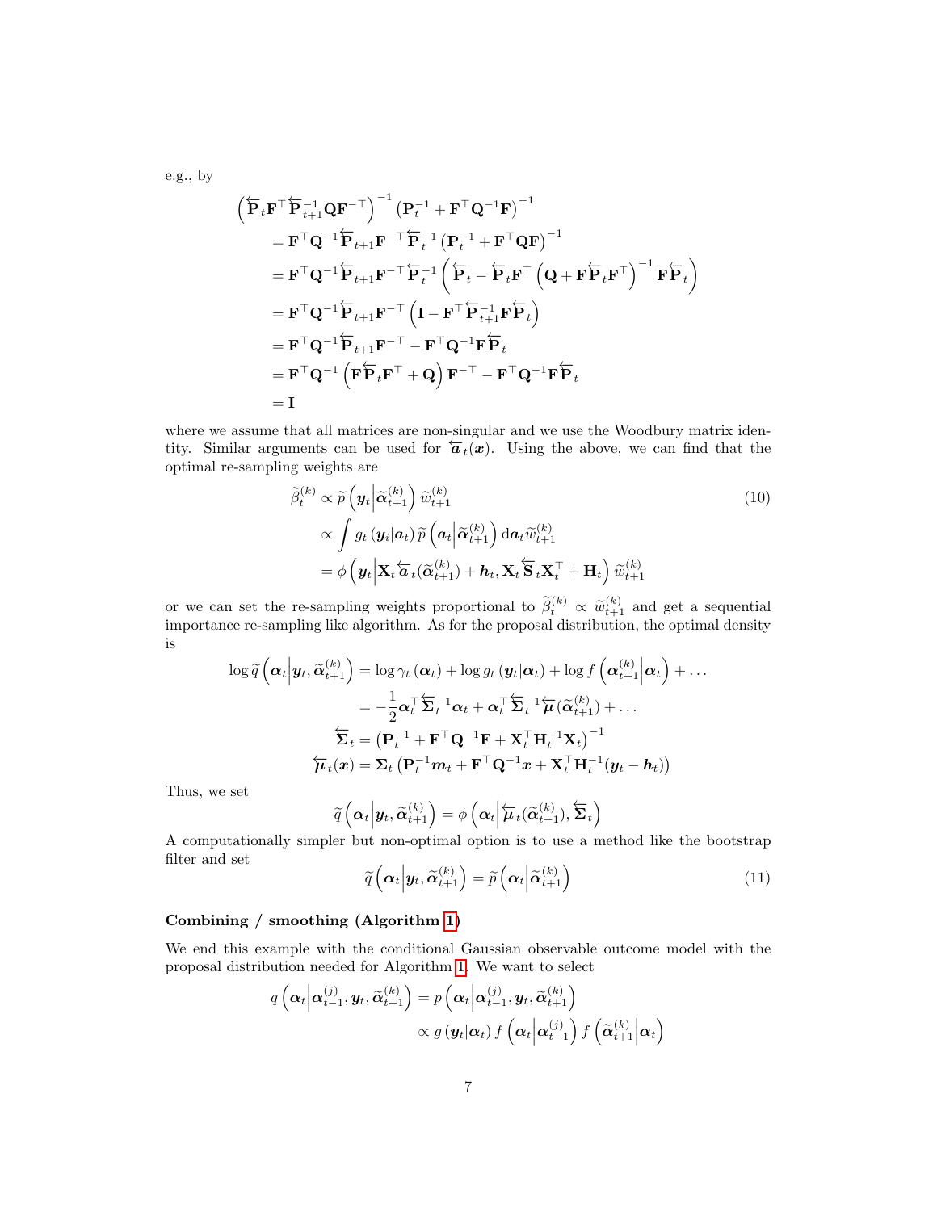e.g., by

$$
\begin{aligned}
&\left(\overleftarrow{\mathbf{P}}_t\mathbf{F}^\top\overleftarrow{\mathbf{P}}_{t+1}^{-1}\mathbf{Q}\mathbf{F}^{-\top}\right)^{-1}\left(\mathbf{P}_t^{-1}+\mathbf{F}^\top\mathbf{Q}^{-1}\mathbf{F}\right)^{-1} \\
&\quad= \mathbf{F}^\top\mathbf{Q}^{-1}\overleftarrow{\mathbf{P}}_{t+1}\mathbf{F}^{-\top}\overleftarrow{\mathbf{P}}_t^{-1}\left(\mathbf{P}_t^{-1}+\mathbf{F}^\top\mathbf{Q}\mathbf{F}\right)^{-1} \\
&\quad= \mathbf{F}^\top\mathbf{Q}^{-1}\overleftarrow{\mathbf{P}}_{t+1}\mathbf{F}^{-\top}\overleftarrow{\mathbf{P}}_t^{-1}\left(\overleftarrow{\mathbf{P}}_t-\overleftarrow{\mathbf{P}}_t\mathbf{F}^\top\left(\mathbf{Q}+\mathbf{F}\overleftarrow{\mathbf{P}}_t\mathbf{F}^\top\right)^{-1}\mathbf{F}\overleftarrow{\mathbf{P}}_t\right) \\
&\quad= \mathbf{F}^\top\mathbf{Q}^{-1}\overleftarrow{\mathbf{P}}_{t+1}\mathbf{F}^{-\top}\left(\mathbf{I}-\mathbf{F}^\top\overleftarrow{\mathbf{P}}_{t+1}^{-1}\mathbf{F}\overleftarrow{\mathbf{P}}_t\right) \\
&\quad= \mathbf{F}^\top\mathbf{Q}^{-1}\overleftarrow{\mathbf{P}}_{t+1}\mathbf{F}^{-\top}-\mathbf{F}^\top\mathbf{Q}^{-1}\mathbf{F}\overleftarrow{\mathbf{P}}_t \\
&\quad= \mathbf{F}^\top\mathbf{Q}^{-1}\left(\mathbf{F}\overleftarrow{\mathbf{P}}_t\mathbf{F}^\top+\mathbf{Q}\right)\mathbf{F}^{-\top}-\mathbf{F}^\top\mathbf{Q}^{-1}\mathbf{F}\overleftarrow{\mathbf{P}}_t \\
&\quad= \mathbf{I}
\end{aligned}
$$

where we assume that all matrices are non-singular and we use the Woodbury matrix identity. Similar arguments can be used for $\overleftarrow{\boldsymbol{a}}_t(\boldsymbol{x})$. Using the above, we can find that the optimal re-sampling weights are

$$
\begin{aligned}
\widetilde{\beta}_t^{(k)} &\propto \widetilde{p}\left(\boldsymbol{y}_t\middle|\widetilde{\boldsymbol{\alpha}}_{t+1}^{(k)}\right)\widetilde{w}_{t+1}^{(k)} \\
&\propto \int g_t\left(\boldsymbol{y}_i|\boldsymbol{a}_t\right)\widetilde{p}\left(\boldsymbol{a}_t\middle|\widetilde{\boldsymbol{\alpha}}_{t+1}^{(k)}\right)\mathrm{d}\boldsymbol{a}_t\widetilde{w}_{t+1}^{(k)} \\
&= \phi\left(\boldsymbol{y}_t\middle|\mathbf{X}_t\overleftarrow{\boldsymbol{a}}_t(\widetilde{\boldsymbol{\alpha}}_{t+1}^{(k)})+\boldsymbol{h}_t,\mathbf{X}_t\overleftarrow{\mathbf{S}}_t\mathbf{X}_t^\top+\mathbf{H}_t\right)\widetilde{w}_{t+1}^{(k)}
\end{aligned}
\tag{10}
$$

or we can set the re-sampling weights proportional to $\widetilde{\beta}_t^{(k)} \propto \widetilde{w}_{t+1}^{(k)}$ and get a sequential importance re-sampling like algorithm. As for the proposal distribution, the optimal density is

$$
\begin{aligned}
\log\widetilde{q}\left(\boldsymbol{\alpha}_t\middle|\boldsymbol{y}_t,\widetilde{\boldsymbol{\alpha}}_{t+1}^{(k)}\right) &= \log\gamma_t\left(\boldsymbol{\alpha}_t\right)+\log g_t\left(\boldsymbol{y}_t|\boldsymbol{\alpha}_t\right)+\log f\left(\boldsymbol{\alpha}_{t+1}^{(k)}\middle|\boldsymbol{\alpha}_t\right)+\dots \\
&= -\frac{1}{2}\boldsymbol{\alpha}_t^\top\overleftarrow{\boldsymbol{\Sigma}}_t^{-1}\boldsymbol{\alpha}_t+\boldsymbol{\alpha}_t^\top\overleftarrow{\boldsymbol{\Sigma}}_t^{-1}\overleftarrow{\boldsymbol{\mu}}(\widetilde{\boldsymbol{\alpha}}_{t+1}^{(k)})+\dots \\
\overleftarrow{\boldsymbol{\Sigma}}_t &= \left(\mathbf{P}_t^{-1}+\mathbf{F}^\top\mathbf{Q}^{-1}\mathbf{F}+\mathbf{X}_t^\top\mathbf{H}_t^{-1}\mathbf{X}_t\right)^{-1} \\
\overleftarrow{\boldsymbol{\mu}}_t(\boldsymbol{x}) &= \boldsymbol{\Sigma}_t\left(\mathbf{P}_t^{-1}\boldsymbol{m}_t+\mathbf{F}^\top\mathbf{Q}^{-1}\boldsymbol{x}+\mathbf{X}_t^\top\mathbf{H}_t^{-1}(\boldsymbol{y}_t-\boldsymbol{h}_t)\right)
\end{aligned}
$$

Thus, we set

$$
\widetilde{q}\left(\boldsymbol{\alpha}_t\middle|\boldsymbol{y}_t,\widetilde{\boldsymbol{\alpha}}_{t+1}^{(k)}\right) = \phi\left(\boldsymbol{\alpha}_t\middle|\overleftarrow{\boldsymbol{\mu}}_t(\widetilde{\boldsymbol{\alpha}}_{t+1}^{(k)}),\overleftarrow{\boldsymbol{\Sigma}}_t\right)
$$

A computationally simpler but non-optimal option is to use a method like the bootstrap filter and set

$$
\widetilde{q}\left(\boldsymbol{\alpha}_t\middle|\boldsymbol{y}_t,\widetilde{\boldsymbol{\alpha}}_{t+1}^{(k)}\right) = \widetilde{p}\left(\boldsymbol{\alpha}_t\middle|\widetilde{\boldsymbol{\alpha}}_{t+1}^{(k)}\right)
\tag{11}
$$

**Combining / smoothing (Algorithm 1)**

We end this example with the conditional Gaussian observable outcome model with the proposal distribution needed for Algorithm 1. We want to select

$$
\begin{aligned}
q\left(\boldsymbol{\alpha}_t\middle|\boldsymbol{\alpha}_{t-1}^{(j)},\boldsymbol{y}_t,\widetilde{\boldsymbol{\alpha}}_{t+1}^{(k)}\right) &= p\left(\boldsymbol{\alpha}_t\middle|\boldsymbol{\alpha}_{t-1}^{(j)},\boldsymbol{y}_t,\widetilde{\boldsymbol{\alpha}}_{t+1}^{(k)}\right) \\
&\propto g\left(\boldsymbol{y}_t|\boldsymbol{\alpha}_t\right)f\left(\boldsymbol{\alpha}_t\middle|\boldsymbol{\alpha}_{t-1}^{(j)}\right)f\left(\widetilde{\boldsymbol{\alpha}}_{t+1}^{(k)}\middle|\boldsymbol{\alpha}_t\right)
\end{aligned}
$$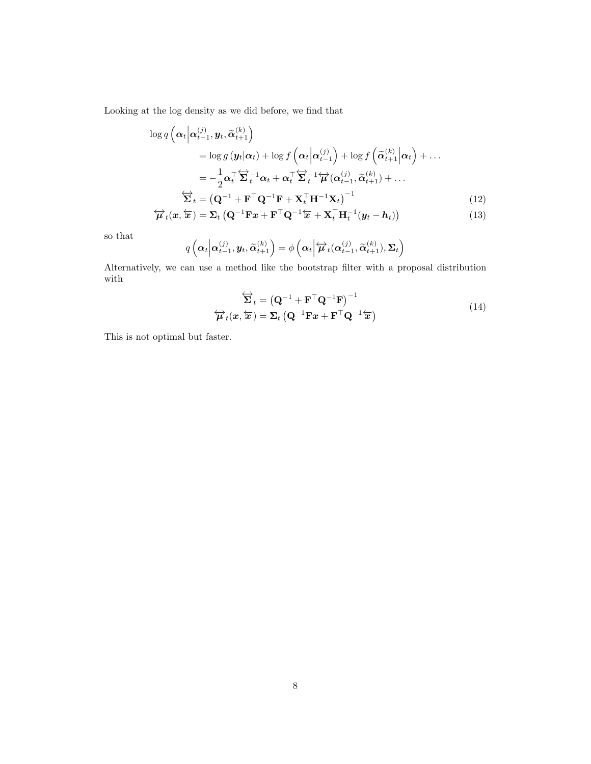Looking at the log density as we did before, we find that

$$
\begin{aligned}
\log q\left(\boldsymbol{\alpha}_t \middle| \boldsymbol{\alpha}_{t-1}^{(j)}, \boldsymbol{y}_t, \widetilde{\boldsymbol{\alpha}}_{t+1}^{(k)}\right) & \\
&= \log g\left(\boldsymbol{y}_t | \boldsymbol{\alpha}_t\right) + \log f\left(\boldsymbol{\alpha}_t \middle| \boldsymbol{\alpha}_{t-1}^{(j)}\right) + \log f\left(\widetilde{\boldsymbol{\alpha}}_{t+1}^{(k)} \middle| \boldsymbol{\alpha}_t\right) + \dots \\
&= -\frac{1}{2}\boldsymbol{\alpha}_t^\top \overleftrightarrow{\boldsymbol{\Sigma}}_t^{-1}\boldsymbol{\alpha}_t + \boldsymbol{\alpha}_t^\top \overleftrightarrow{\boldsymbol{\Sigma}}_t^{-1}\overleftrightarrow{\boldsymbol{\mu}}(\boldsymbol{\alpha}_{t-1}^{(j)}, \widetilde{\boldsymbol{\alpha}}_{t+1}^{(k)}) + \dots
\end{aligned}
$$

$$
\overleftrightarrow{\boldsymbol{\Sigma}}_t = \left(\mathbf{Q}^{-1} + \mathbf{F}^\top \mathbf{Q}^{-1}\mathbf{F} + \mathbf{X}_t^\top \mathbf{H}^{-1}\mathbf{X}_t\right)^{-1} \tag{12}
$$

$$
\overleftrightarrow{\boldsymbol{\mu}}_t(\boldsymbol{x}, \overleftarrow{\boldsymbol{x}}) = \boldsymbol{\Sigma}_t\left(\mathbf{Q}^{-1}\mathbf{F}\boldsymbol{x} + \mathbf{F}^\top \mathbf{Q}^{-1}\overleftarrow{\boldsymbol{x}} + \mathbf{X}_t^\top \mathbf{H}_t^{-1}(\boldsymbol{y}_t - \boldsymbol{h}_t)\right) \tag{13}
$$

so that

$$
q\left(\boldsymbol{\alpha}_t \middle| \boldsymbol{\alpha}_{t-1}^{(j)}, \boldsymbol{y}_t, \widetilde{\boldsymbol{\alpha}}_{t+1}^{(k)}\right) = \phi\left(\boldsymbol{\alpha}_t \middle| \overleftrightarrow{\boldsymbol{\mu}}_t(\boldsymbol{\alpha}_{t-1}^{(j)}, \widetilde{\boldsymbol{\alpha}}_{t+1}^{(k)}), \boldsymbol{\Sigma}_t\right)
$$

Alternatively, we can use a method like the bootstrap filter with a proposal distribution with

$$
\begin{aligned}
\overleftrightarrow{\boldsymbol{\Sigma}}_t &= \left(\mathbf{Q}^{-1} + \mathbf{F}^\top \mathbf{Q}^{-1}\mathbf{F}\right)^{-1} \\
\overleftrightarrow{\boldsymbol{\mu}}_t(\boldsymbol{x}, \overleftarrow{\boldsymbol{x}}) &= \boldsymbol{\Sigma}_t\left(\mathbf{Q}^{-1}\mathbf{F}\boldsymbol{x} + \mathbf{F}^\top \mathbf{Q}^{-1}\overleftarrow{\boldsymbol{x}}\right)
\end{aligned} \tag{14}
$$

This is not optimal but faster.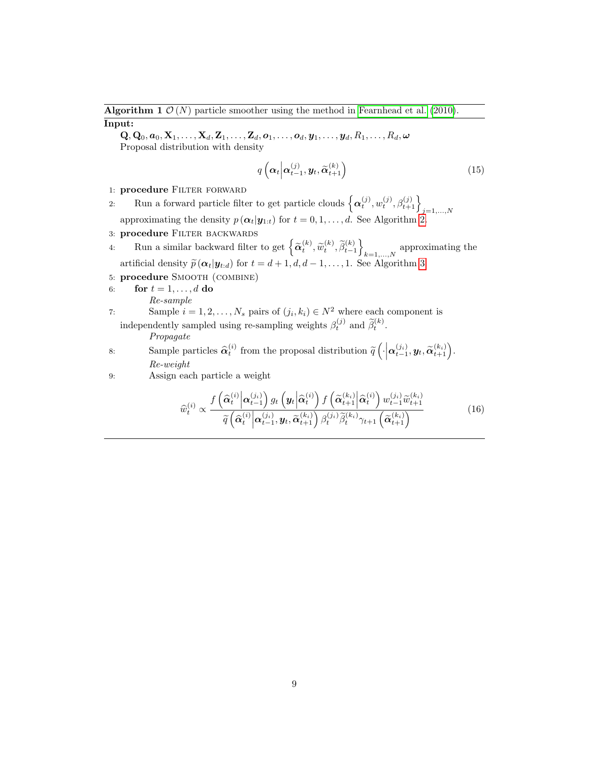**Algorithm 1** $\mathcal{O}(N)$ particle smoother using the method in Fearnhead et al. (2010).

**Input:**

$\mathbf{Q}, \mathbf{Q}_0, \boldsymbol{a}_0, \mathbf{X}_1, \ldots, \mathbf{X}_d, \mathbf{Z}_1, \ldots, \mathbf{Z}_d, \boldsymbol{o}_1, \ldots, \boldsymbol{o}_d, \boldsymbol{y}_1, \ldots, \boldsymbol{y}_d, R_1, \ldots, R_d, \boldsymbol{\omega}$

Proposal distribution with density

$$q\left(\boldsymbol{\alpha}_t \middle| \boldsymbol{\alpha}_{t-1}^{(j)}, \boldsymbol{y}_t, \widetilde{\boldsymbol{\alpha}}_{t+1}^{(k)}\right) \tag{15}$$

1: **procedure** Filter forward

2: Run a forward particle filter to get particle clouds $\left\{\boldsymbol{\alpha}_t^{(j)}, w_t^{(j)}, \beta_{t+1}^{(j)}\right\}_{j=1,\ldots,N}$ approximating the density $p\left(\boldsymbol{\alpha}_t|\boldsymbol{y}_{1:t}\right)$ for $t = 0, 1, \ldots, d$. See Algorithm 2.

3: **procedure** Filter backwards

4: Run a similar backward filter to get $\left\{\widetilde{\boldsymbol{\alpha}}_t^{(k)}, \widetilde{w}_t^{(k)}, \widetilde{\beta}_{t-1}^{(k)}\right\}_{k=1,\ldots,N}$ approximating the artificial density $\widetilde{p}\left(\boldsymbol{\alpha}_t|\boldsymbol{y}_{t:d}\right)$ for $t = d+1, d, d-1, \ldots, 1$. See Algorithm 3.

5: **procedure** Smooth (combine)

6: **for** $t = 1, \ldots, d$ **do**

*Re-sample*

7: Sample $i = 1, 2, \ldots, N_s$ pairs of $(j_i, k_i) \in N^2$ where each component is independently sampled using re-sampling weights $\beta_t^{(j)}$ and $\widetilde{\beta}_t^{(k)}$.

*Propagate*

8: Sample particles $\widehat{\boldsymbol{\alpha}}_t^{(i)}$ from the proposal distribution $\widetilde{q}\left(\cdot\middle|\boldsymbol{\alpha}_{t-1}^{(j_i)}, \boldsymbol{y}_t, \widetilde{\boldsymbol{\alpha}}_{t+1}^{(k_i)}\right)$.

*Re-weight*

9: Assign each particle a weight

$$\widehat{w}_t^{(i)} \propto \frac{f\left(\widehat{\boldsymbol{\alpha}}_t^{(i)}\middle|\boldsymbol{\alpha}_{t-1}^{(j_i)}\right) g_t\left(\boldsymbol{y}_t\middle|\widehat{\boldsymbol{\alpha}}_t^{(i)}\right) f\left(\widetilde{\boldsymbol{\alpha}}_{t+1}^{(k_i)}\middle|\widehat{\boldsymbol{\alpha}}_t^{(i)}\right) w_{t-1}^{(j_i)} \widetilde{w}_{t+1}^{(k_i)}}{\widetilde{q}\left(\widehat{\boldsymbol{\alpha}}_t^{(i)}\middle|\boldsymbol{\alpha}_{t-1}^{(j_i)}, \boldsymbol{y}_t, \widetilde{\boldsymbol{\alpha}}_{t+1}^{(k_i)}\right) \beta_t^{(j_i)} \widetilde{\beta}_t^{(k_i)} \gamma_{t+1}\left(\widetilde{\boldsymbol{\alpha}}_{t+1}^{(k_i)}\right)} \tag{16}$$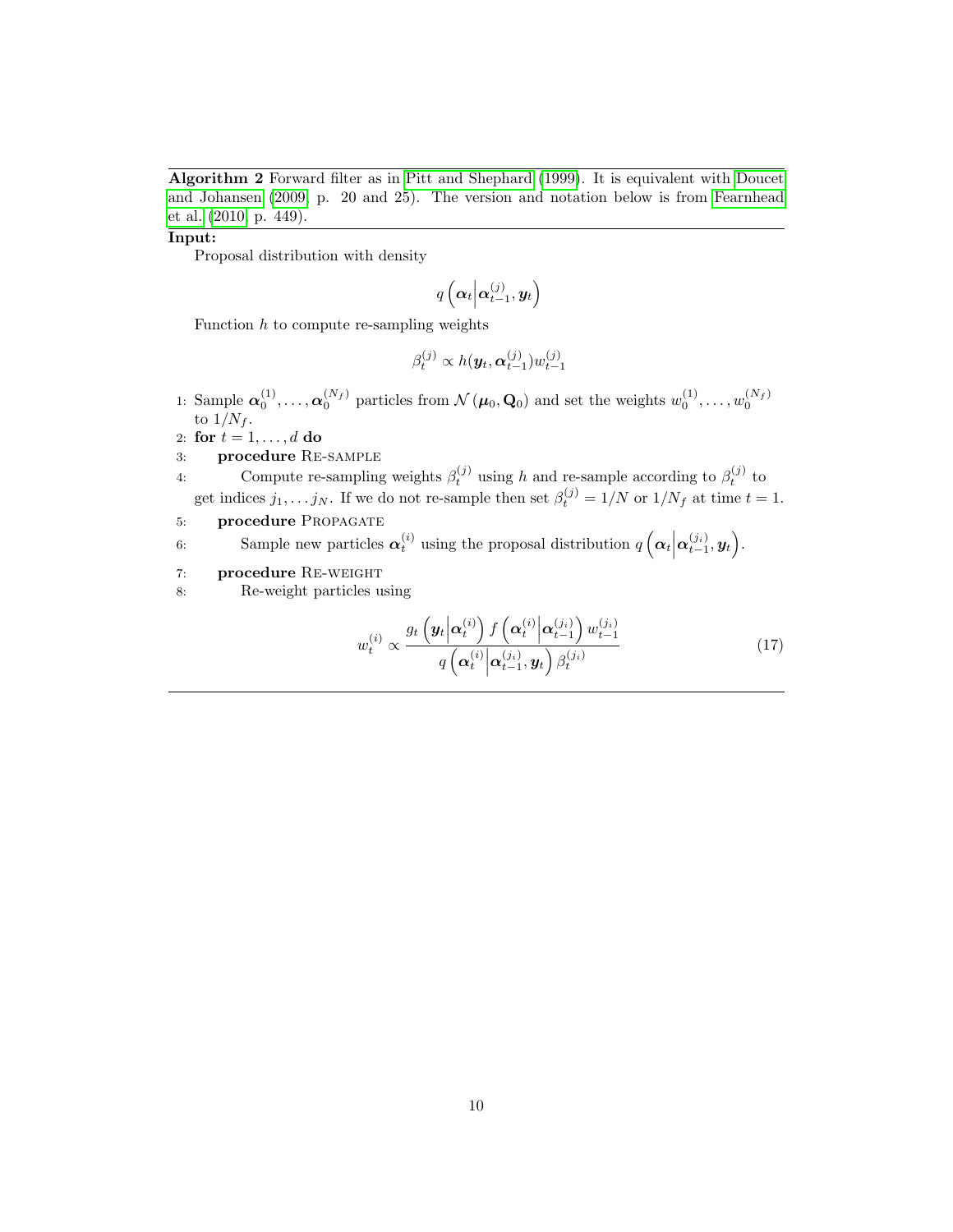**Algorithm 2** Forward filter as in Pitt and Shephard (1999). It is equivalent with Doucet and Johansen (2009, p. 20 and 25). The version and notation below is from Fearnhead et al. (2010, p. 449).

**Input:**

Proposal distribution with density

$$q\left(\boldsymbol{\alpha}_t \middle| \boldsymbol{\alpha}_{t-1}^{(j)}, \boldsymbol{y}_t\right)$$

Function $h$ to compute re-sampling weights

$$\beta_t^{(j)} \propto h(\boldsymbol{y}_t, \boldsymbol{\alpha}_{t-1}^{(j)}) w_{t-1}^{(j)}$$

1: Sample $\boldsymbol{\alpha}_0^{(1)}, \dots, \boldsymbol{\alpha}_0^{(N_f)}$ particles from $\mathcal{N}\left(\boldsymbol{\mu}_0, \mathbf{Q}_0\right)$ and set the weights $w_0^{(1)}, \dots, w_0^{(N_f)}$ to $1/N_f$.

2: **for** $t = 1, \dots, d$ **do**

3: &nbsp;&nbsp;&nbsp;&nbsp;**procedure** Re-sample

4: &nbsp;&nbsp;&nbsp;&nbsp;&nbsp;&nbsp;&nbsp;&nbsp;Compute re-sampling weights $\beta_t^{(j)}$ using $h$ and re-sample according to $\beta_t^{(j)}$ to get indices $j_1, \dots j_N$. If we do not re-sample then set $\beta_t^{(j)} = 1/N$ or $1/N_f$ at time $t = 1$.

5: &nbsp;&nbsp;&nbsp;&nbsp;**procedure** Propagate

6: &nbsp;&nbsp;&nbsp;&nbsp;&nbsp;&nbsp;&nbsp;&nbsp;Sample new particles $\boldsymbol{\alpha}_t^{(i)}$ using the proposal distribution $q\left(\boldsymbol{\alpha}_t \middle| \boldsymbol{\alpha}_{t-1}^{(j_i)}, \boldsymbol{y}_t\right)$.

7: &nbsp;&nbsp;&nbsp;&nbsp;**procedure** Re-weight

8: &nbsp;&nbsp;&nbsp;&nbsp;&nbsp;&nbsp;&nbsp;&nbsp;Re-weight particles using

$$w_t^{(i)} \propto \frac{g_t\left(\boldsymbol{y}_t \middle| \boldsymbol{\alpha}_t^{(i)}\right) f\left(\boldsymbol{\alpha}_t^{(i)} \middle| \boldsymbol{\alpha}_{t-1}^{(j_i)}\right) w_{t-1}^{(j_i)}}{q\left(\boldsymbol{\alpha}_t^{(i)} \middle| \boldsymbol{\alpha}_{t-1}^{(j_i)}, \boldsymbol{y}_t\right) \beta_t^{(j_i)}} \tag{17}$$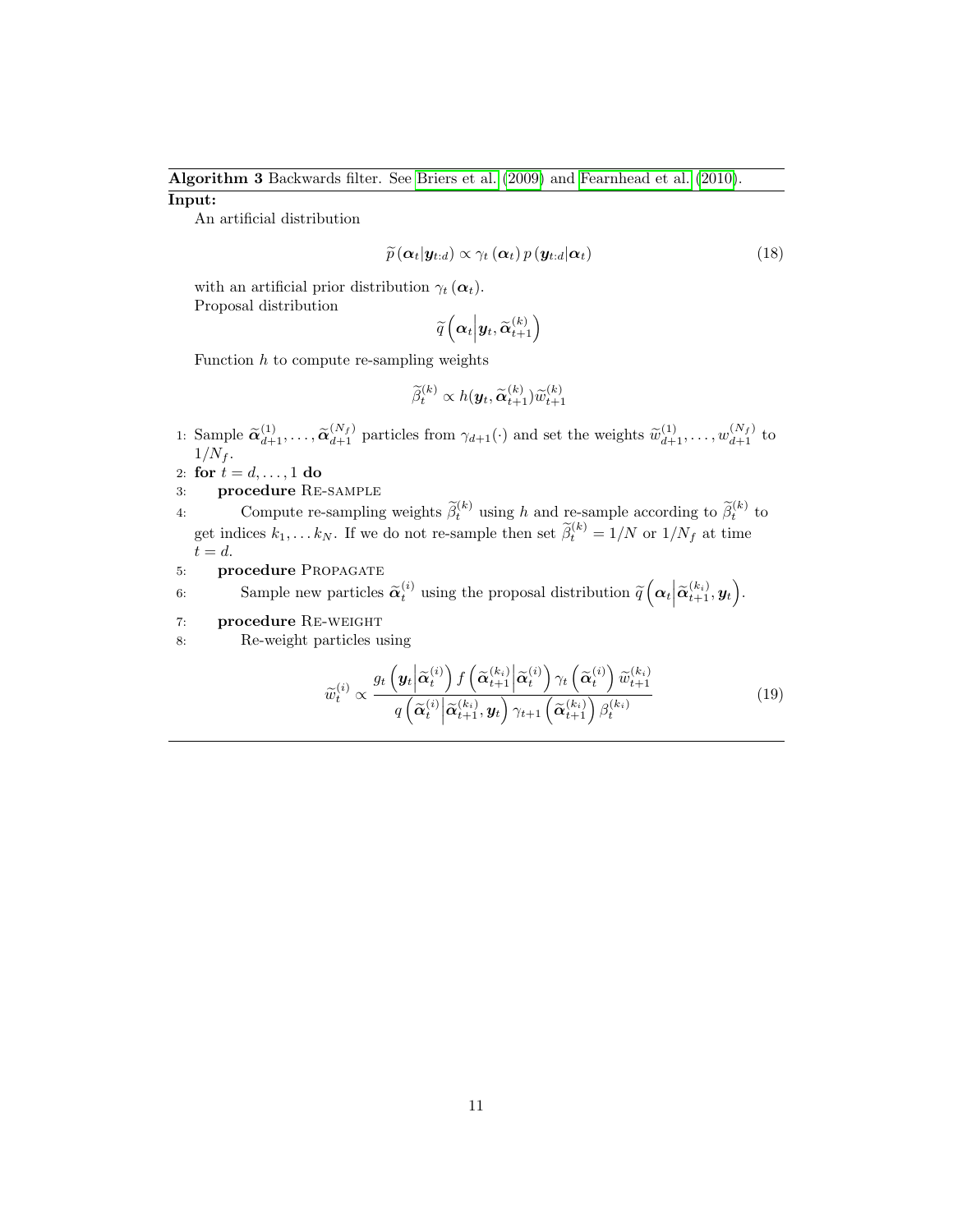**Algorithm 3** Backwards filter. See Briers et al. (2009) and Fearnhead et al. (2010).

**Input:**

An artificial distribution

$$\widetilde{p}\left(\boldsymbol{\alpha}_t|\boldsymbol{y}_{t:d}\right) \propto \gamma_t\left(\boldsymbol{\alpha}_t\right) p\left(\boldsymbol{y}_{t:d}|\boldsymbol{\alpha}_t\right) \tag{18}$$

with an artificial prior distribution $\gamma_t\left(\boldsymbol{\alpha}_t\right)$.

Proposal distribution

$$\widetilde{q}\left(\boldsymbol{\alpha}_t\middle|\boldsymbol{y}_t, \widetilde{\boldsymbol{\alpha}}_{t+1}^{(k)}\right)$$

Function $h$ to compute re-sampling weights

$$\widetilde{\beta}_t^{(k)} \propto h(\boldsymbol{y}_t, \widetilde{\boldsymbol{\alpha}}_{t+1}^{(k)}) \widetilde{w}_{t+1}^{(k)}$$

1: Sample $\widetilde{\boldsymbol{\alpha}}_{d+1}^{(1)}, \dots, \widetilde{\boldsymbol{\alpha}}_{d+1}^{(N_f)}$ particles from $\gamma_{d+1}(\cdot)$ and set the weights $\widetilde{w}_{d+1}^{(1)}, \dots, w_{d+1}^{(N_f)}$ to $1/N_f$.

2: **for** $t = d, \dots, 1$ **do**

3: **procedure** Re-sample

4: Compute re-sampling weights $\widetilde{\beta}_t^{(k)}$ using $h$ and re-sample according to $\widetilde{\beta}_t^{(k)}$ to get indices $k_1, \dots k_N$. If we do not re-sample then set $\widetilde{\beta}_t^{(k)} = 1/N$ or $1/N_f$ at time $t = d$.

5: **procedure** Propagate

6: Sample new particles $\widetilde{\boldsymbol{\alpha}}_t^{(i)}$ using the proposal distribution $\widetilde{q}\left(\boldsymbol{\alpha}_t\middle|\widetilde{\boldsymbol{\alpha}}_{t+1}^{(k_i)}, \boldsymbol{y}_t\right)$.

7: **procedure** Re-weight

8: Re-weight particles using

$$\widetilde{w}_t^{(i)} \propto \frac{g_t\left(\boldsymbol{y}_t\middle|\widetilde{\boldsymbol{\alpha}}_t^{(i)}\right) f\left(\widetilde{\boldsymbol{\alpha}}_{t+1}^{(k_i)}\middle|\widetilde{\boldsymbol{\alpha}}_t^{(i)}\right) \gamma_t\left(\widetilde{\boldsymbol{\alpha}}_t^{(i)}\right) \widetilde{w}_{t+1}^{(k_i)}}{q\left(\widetilde{\boldsymbol{\alpha}}_t^{(i)}\middle|\widetilde{\boldsymbol{\alpha}}_{t+1}^{(k_i)}, \boldsymbol{y}_t\right) \gamma_{t+1}\left(\widetilde{\boldsymbol{\alpha}}_{t+1}^{(k_i)}\right) \beta_t^{(k_i)}} \tag{19}$$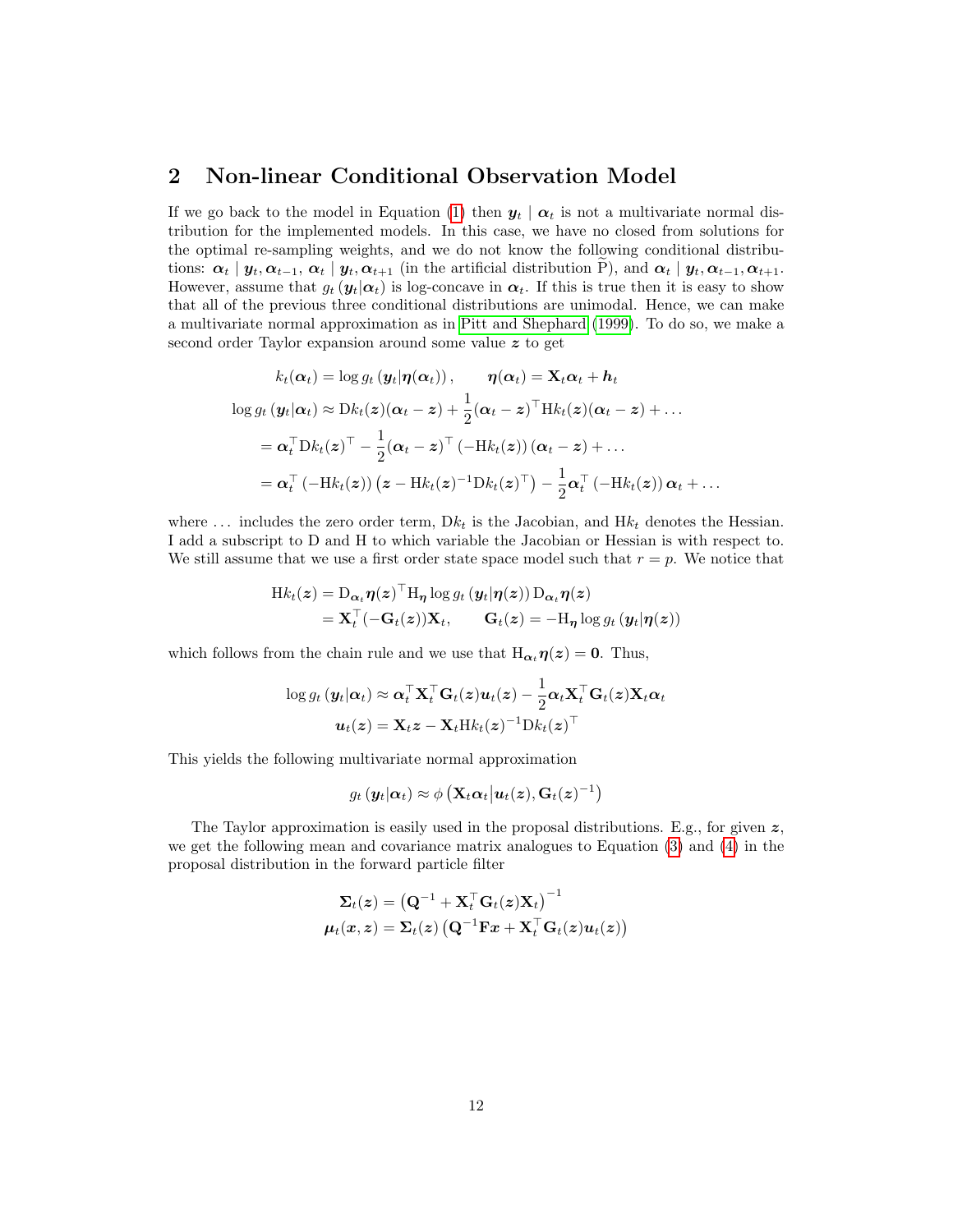## 2 Non-linear Conditional Observation Model

If we go back to the model in Equation (1) then $\boldsymbol{y}_t \mid \boldsymbol{\alpha}_t$ is not a multivariate normal distribution for the implemented models. In this case, we have no closed from solutions for the optimal re-sampling weights, and we do not know the following conditional distributions: $\boldsymbol{\alpha}_t \mid \boldsymbol{y}_t, \boldsymbol{\alpha}_{t-1}$, $\boldsymbol{\alpha}_t \mid \boldsymbol{y}_t, \boldsymbol{\alpha}_{t+1}$ (in the artificial distribution $\widetilde{\mathrm{P}}$), and $\boldsymbol{\alpha}_t \mid \boldsymbol{y}_t, \boldsymbol{\alpha}_{t-1}, \boldsymbol{\alpha}_{t+1}$. However, assume that $g_t\left(\boldsymbol{y}_t|\boldsymbol{\alpha}_t\right)$ is log-concave in $\boldsymbol{\alpha}_t$. If this is true then it is easy to show that all of the previous three conditional distributions are unimodal. Hence, we can make a multivariate normal approximation as in Pitt and Shephard (1999). To do so, we make a second order Taylor expansion around some value $\boldsymbol{z}$ to get

$$
\begin{aligned}
k_t(\boldsymbol{\alpha}_t) &= \log g_t\left(\boldsymbol{y}_t|\boldsymbol{\eta}(\boldsymbol{\alpha}_t)\right), \qquad \boldsymbol{\eta}(\boldsymbol{\alpha}_t) = \mathbf{X}_t\boldsymbol{\alpha}_t + \boldsymbol{h}_t \\
\log g_t\left(\boldsymbol{y}_t|\boldsymbol{\alpha}_t\right) &\approx \mathrm{D}k_t(\boldsymbol{z})(\boldsymbol{\alpha}_t - \boldsymbol{z}) + \frac{1}{2}(\boldsymbol{\alpha}_t - \boldsymbol{z})^\top \mathrm{H}k_t(\boldsymbol{z})(\boldsymbol{\alpha}_t - \boldsymbol{z}) + \dots \\
&= \boldsymbol{\alpha}_t^\top \mathrm{D}k_t(\boldsymbol{z})^\top - \frac{1}{2}(\boldsymbol{\alpha}_t - \boldsymbol{z})^\top\left(-\mathrm{H}k_t(\boldsymbol{z})\right)(\boldsymbol{\alpha}_t - \boldsymbol{z}) + \dots \\
&= \boldsymbol{\alpha}_t^\top\left(-\mathrm{H}k_t(\boldsymbol{z})\right)\left(\boldsymbol{z} - \mathrm{H}k_t(\boldsymbol{z})^{-1}\mathrm{D}k_t(\boldsymbol{z})^\top\right) - \frac{1}{2}\boldsymbol{\alpha}_t^\top\left(-\mathrm{H}k_t(\boldsymbol{z})\right)\boldsymbol{\alpha}_t + \dots
\end{aligned}
$$

where $\dots$ includes the zero order term, $\mathrm{D}k_t$ is the Jacobian, and $\mathrm{H}k_t$ denotes the Hessian. I add a subscript to D and H to which variable the Jacobian or Hessian is with respect to. We still assume that we use a first order state space model such that $r = p$. We notice that

$$
\begin{aligned}
\mathrm{H}k_t(\boldsymbol{z}) &= \mathrm{D}_{\boldsymbol{\alpha}_t}\boldsymbol{\eta}(\boldsymbol{z})^\top \mathrm{H}_{\boldsymbol{\eta}}\log g_t\left(\boldsymbol{y}_t|\boldsymbol{\eta}(\boldsymbol{z})\right)\mathrm{D}_{\boldsymbol{\alpha}_t}\boldsymbol{\eta}(\boldsymbol{z}) \\
&= \mathbf{X}_t^\top(-\mathbf{G}_t(\boldsymbol{z}))\mathbf{X}_t, \qquad \mathbf{G}_t(\boldsymbol{z}) = -\mathrm{H}_{\boldsymbol{\eta}}\log g_t\left(\boldsymbol{y}_t|\boldsymbol{\eta}(\boldsymbol{z})\right)
\end{aligned}
$$

which follows from the chain rule and we use that $\mathrm{H}_{\boldsymbol{\alpha}_t}\boldsymbol{\eta}(\boldsymbol{z}) = \mathbf{0}$. Thus,

$$
\begin{aligned}
\log g_t\left(\boldsymbol{y}_t|\boldsymbol{\alpha}_t\right) &\approx \boldsymbol{\alpha}_t^\top\mathbf{X}_t^\top\mathbf{G}_t(\boldsymbol{z})\boldsymbol{u}_t(\boldsymbol{z}) - \frac{1}{2}\boldsymbol{\alpha}_t\mathbf{X}_t^\top\mathbf{G}_t(\boldsymbol{z})\mathbf{X}_t\boldsymbol{\alpha}_t \\
\boldsymbol{u}_t(\boldsymbol{z}) &= \mathbf{X}_t\boldsymbol{z} - \mathbf{X}_t\mathrm{H}k_t(\boldsymbol{z})^{-1}\mathrm{D}k_t(\boldsymbol{z})^\top
\end{aligned}
$$

This yields the following multivariate normal approximation

$$
g_t\left(\boldsymbol{y}_t|\boldsymbol{\alpha}_t\right) \approx \phi\left(\mathbf{X}_t\boldsymbol{\alpha}_t\middle|\boldsymbol{u}_t(\boldsymbol{z}), \mathbf{G}_t(\boldsymbol{z})^{-1}\right)
$$

The Taylor approximation is easily used in the proposal distributions. E.g., for given $\boldsymbol{z}$, we get the following mean and covariance matrix analogues to Equation (3) and (4) in the proposal distribution in the forward particle filter

$$
\begin{aligned}
\boldsymbol{\Sigma}_t(\boldsymbol{z}) &= \left(\mathbf{Q}^{-1} + \mathbf{X}_t^\top\mathbf{G}_t(\boldsymbol{z})\mathbf{X}_t\right)^{-1} \\
\boldsymbol{\mu}_t(\boldsymbol{x}, \boldsymbol{z}) &= \boldsymbol{\Sigma}_t(\boldsymbol{z})\left(\mathbf{Q}^{-1}\mathbf{F}\boldsymbol{x} + \mathbf{X}_t^\top\mathbf{G}_t(\boldsymbol{z})\boldsymbol{u}_t(\boldsymbol{z})\right)
\end{aligned}
$$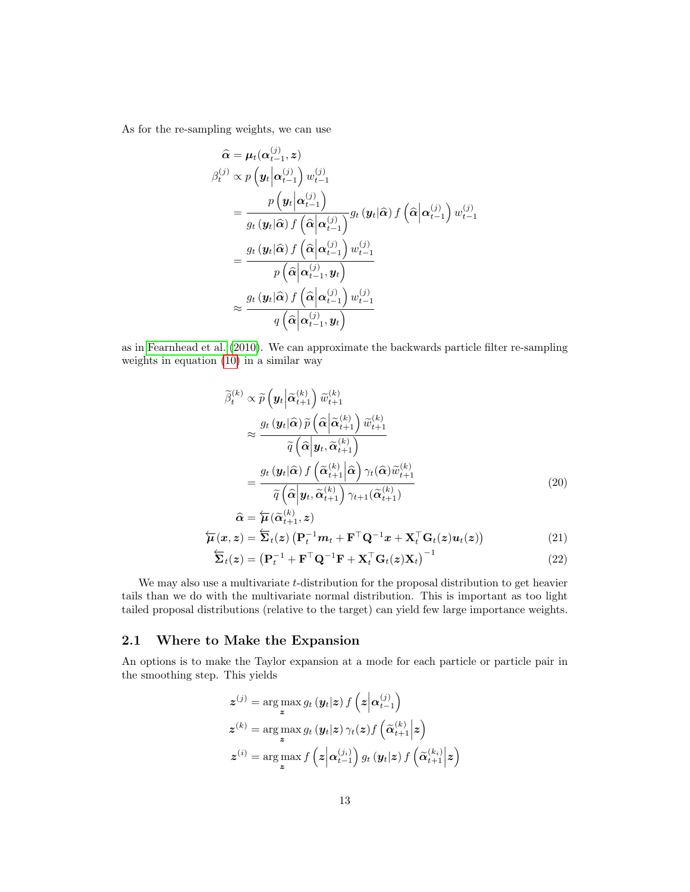As for the re-sampling weights, we can use

$$
\begin{aligned}
\widehat{\boldsymbol{\alpha}} &= \boldsymbol{\mu}_t(\boldsymbol{\alpha}_{t-1}^{(j)}, \boldsymbol{z}) \\
\beta_t^{(j)} &\propto p\left(\boldsymbol{y}_t \middle| \boldsymbol{\alpha}_{t-1}^{(j)}\right) w_{t-1}^{(j)} \\
&= \frac{p\left(\boldsymbol{y}_t \middle| \boldsymbol{\alpha}_{t-1}^{(j)}\right)}{g_t\left(\boldsymbol{y}_t|\widehat{\boldsymbol{\alpha}}\right) f\left(\widehat{\boldsymbol{\alpha}}\middle|\boldsymbol{\alpha}_{t-1}^{(j)}\right)} g_t\left(\boldsymbol{y}_t|\widehat{\boldsymbol{\alpha}}\right) f\left(\widehat{\boldsymbol{\alpha}}\middle|\boldsymbol{\alpha}_{t-1}^{(j)}\right) w_{t-1}^{(j)} \\
&= \frac{g_t\left(\boldsymbol{y}_t|\widehat{\boldsymbol{\alpha}}\right) f\left(\widehat{\boldsymbol{\alpha}}\middle|\boldsymbol{\alpha}_{t-1}^{(j)}\right) w_{t-1}^{(j)}}{p\left(\widehat{\boldsymbol{\alpha}}\middle|\boldsymbol{\alpha}_{t-1}^{(j)}, \boldsymbol{y}_t\right)} \\
&\approx \frac{g_t\left(\boldsymbol{y}_t|\widehat{\boldsymbol{\alpha}}\right) f\left(\widehat{\boldsymbol{\alpha}}\middle|\boldsymbol{\alpha}_{t-1}^{(j)}\right) w_{t-1}^{(j)}}{q\left(\widehat{\boldsymbol{\alpha}}\middle|\boldsymbol{\alpha}_{t-1}^{(j)}, \boldsymbol{y}_t\right)}
\end{aligned}
$$

as in Fearnhead et al. (2010). We can approximate the backwards particle filter re-sampling weights in equation (10) in a similar way

$$
\begin{aligned}
\widetilde{\beta}_t^{(k)} &\propto \widetilde{p}\left(\boldsymbol{y}_t \middle| \widetilde{\boldsymbol{\alpha}}_{t+1}^{(k)}\right) \widetilde{w}_{t+1}^{(k)} \\
&\approx \frac{g_t\left(\boldsymbol{y}_t|\widehat{\boldsymbol{\alpha}}\right) \widetilde{p}\left(\widehat{\boldsymbol{\alpha}}\middle|\widetilde{\boldsymbol{\alpha}}_{t+1}^{(k)}\right) \widetilde{w}_{t+1}^{(k)}}{\widetilde{q}\left(\widehat{\boldsymbol{\alpha}}\middle|\boldsymbol{y}_t, \widetilde{\boldsymbol{\alpha}}_{t+1}^{(k)}\right)} \\
&= \frac{g_t\left(\boldsymbol{y}_t|\widehat{\boldsymbol{\alpha}}\right) f\left(\widetilde{\boldsymbol{\alpha}}_{t+1}^{(k)}\middle|\widehat{\boldsymbol{\alpha}}\right) \gamma_t(\widehat{\boldsymbol{\alpha}}) \widetilde{w}_{t+1}^{(k)}}{\widetilde{q}\left(\widehat{\boldsymbol{\alpha}}\middle|\boldsymbol{y}_t, \widetilde{\boldsymbol{\alpha}}_{t+1}^{(k)}\right) \gamma_{t+1}(\widetilde{\boldsymbol{\alpha}}_{t+1}^{(k)})} \qquad (20) \\
\widehat{\boldsymbol{\alpha}} &= \overleftarrow{\boldsymbol{\mu}}(\widetilde{\boldsymbol{\alpha}}_{t+1}^{(k)}, \boldsymbol{z}) \\
\overleftarrow{\boldsymbol{\mu}}(\boldsymbol{x}, \boldsymbol{z}) &= \overleftarrow{\boldsymbol{\Sigma}}_t(\boldsymbol{z}) \left(\mathbf{P}_t^{-1}\boldsymbol{m}_t + \mathbf{F}^\top\mathbf{Q}^{-1}\boldsymbol{x} + \mathbf{X}_t^\top\mathbf{G}_t(\boldsymbol{z})\boldsymbol{u}_t(\boldsymbol{z})\right) \qquad (21) \\
\overleftarrow{\boldsymbol{\Sigma}}_t(\boldsymbol{z}) &= \left(\mathbf{P}_t^{-1} + \mathbf{F}^\top\mathbf{Q}^{-1}\mathbf{F} + \mathbf{X}_t^\top\mathbf{G}_t(\boldsymbol{z})\mathbf{X}_t\right)^{-1} \qquad (22)
\end{aligned}
$$

We may also use a multivariate $t$-distribution for the proposal distribution to get heavier tails than we do with the multivariate normal distribution. This is important as too light tailed proposal distributions (relative to the target) can yield few large importance weights.

## 2.1 Where to Make the Expansion

An options is to make the Taylor expansion at a mode for each particle or particle pair in the smoothing step. This yields

$$
\begin{aligned}
\boldsymbol{z}^{(j)} &= \arg\max_{\boldsymbol{z}} g_t\left(\boldsymbol{y}_t|\boldsymbol{z}\right) f\left(\boldsymbol{z}\middle|\boldsymbol{\alpha}_{t-1}^{(j)}\right) \\
\boldsymbol{z}^{(k)} &= \arg\max_{\boldsymbol{z}} g_t\left(\boldsymbol{y}_t|\boldsymbol{z}\right) \gamma_t(\boldsymbol{z}) f\left(\widetilde{\boldsymbol{\alpha}}_{t+1}^{(k)}\middle|\boldsymbol{z}\right) \\
\boldsymbol{z}^{(i)} &= \arg\max_{\boldsymbol{z}} f\left(\boldsymbol{z}\middle|\boldsymbol{\alpha}_{t-1}^{(j_i)}\right) g_t\left(\boldsymbol{y}_t|\boldsymbol{z}\right) f\left(\widetilde{\boldsymbol{\alpha}}_{t+1}^{(k_i)}\middle|\boldsymbol{z}\right)
\end{aligned}
$$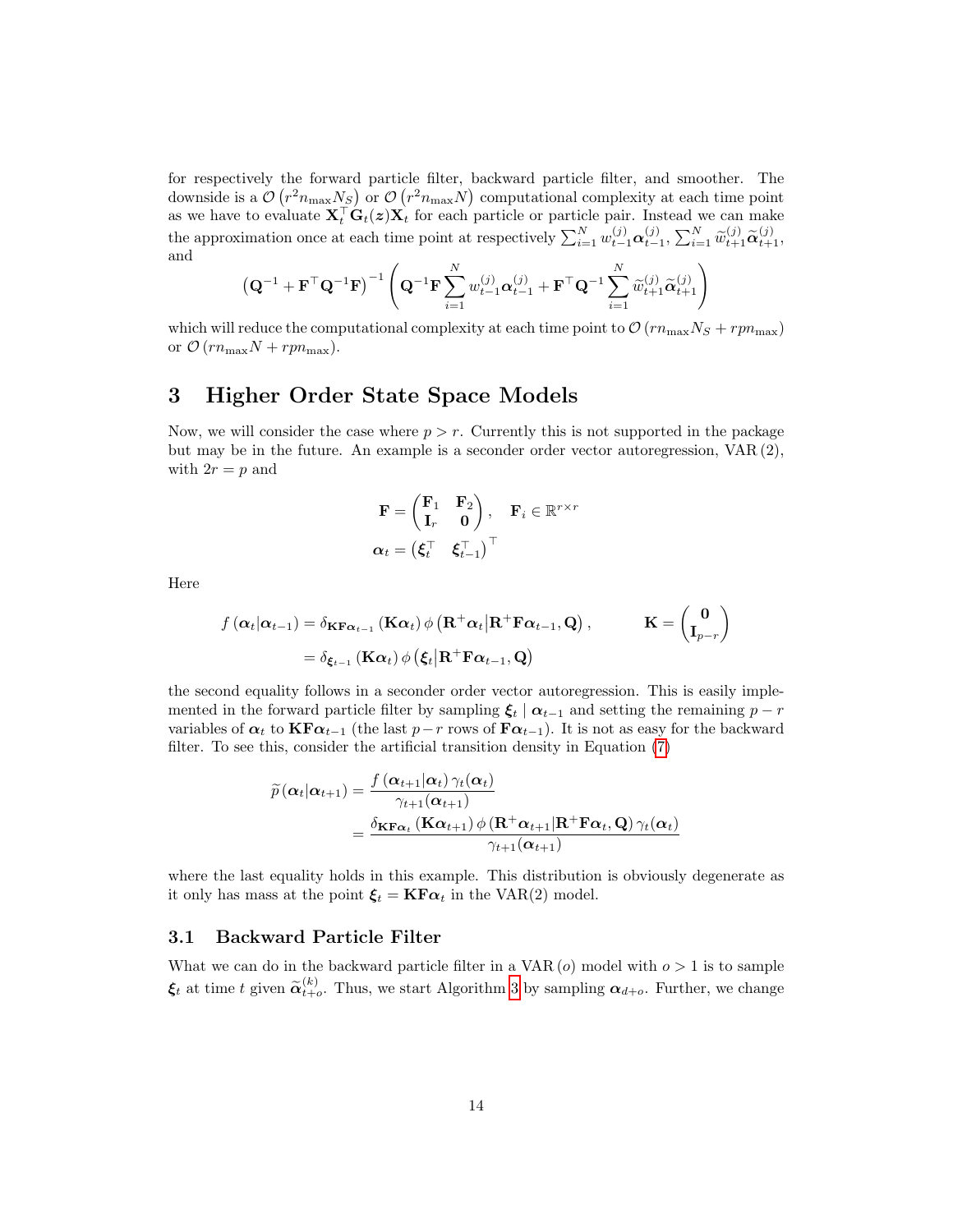for respectively the forward particle filter, backward particle filter, and smoother. The downside is a $\mathcal{O}\left(r^2 n_{\max} N_S\right)$ or $\mathcal{O}\left(r^2 n_{\max} N\right)$ computational complexity at each time point as we have to evaluate $\mathbf{X}_t^\top \mathbf{G}_t(\boldsymbol{z})\mathbf{X}_t$ for each particle or particle pair. Instead we can make the approximation once at each time point at respectively $\sum_{i=1}^N w_{t-1}^{(j)}\boldsymbol{\alpha}_{t-1}^{(j)}$, $\sum_{i=1}^N \widetilde{w}_{t+1}^{(j)}\widetilde{\boldsymbol{\alpha}}_{t+1}^{(j)}$, and

$$\left(\mathbf{Q}^{-1} + \mathbf{F}^\top\mathbf{Q}^{-1}\mathbf{F}\right)^{-1}\left(\mathbf{Q}^{-1}\mathbf{F}\sum_{i=1}^N w_{t-1}^{(j)}\boldsymbol{\alpha}_{t-1}^{(j)} + \mathbf{F}^\top\mathbf{Q}^{-1}\sum_{i=1}^N \widetilde{w}_{t+1}^{(j)}\widetilde{\boldsymbol{\alpha}}_{t+1}^{(j)}\right)$$

which will reduce the computational complexity at each time point to $\mathcal{O}\left(rn_{\max}N_S + rpn_{\max}\right)$ or $\mathcal{O}\left(rn_{\max}N + rpn_{\max}\right)$.

# 3 Higher Order State Space Models

Now, we will consider the case where $p > r$. Currently this is not supported in the package but may be in the future. An example is a seconder order vector autoregression, VAR$\,(2)$, with $2r = p$ and

$$\mathbf{F} = \begin{pmatrix} \mathbf{F}_1 & \mathbf{F}_2 \\ \mathbf{I}_r & \mathbf{0}\end{pmatrix}, \quad \mathbf{F}_i \in \mathbb{R}^{r\times r}$$
$$\boldsymbol{\alpha}_t = \begin{pmatrix}\boldsymbol{\xi}_t^\top & \boldsymbol{\xi}_{t-1}^\top\end{pmatrix}^\top$$

Here

$$\begin{aligned} f\left(\boldsymbol{\alpha}_t|\boldsymbol{\alpha}_{t-1}\right) &= \delta_{\mathbf{KF}\boldsymbol{\alpha}_{t-1}}\left(\mathbf{K}\boldsymbol{\alpha}_t\right)\phi\left(\mathbf{R}^+\boldsymbol{\alpha}_t|\mathbf{R}^+\mathbf{F}\boldsymbol{\alpha}_{t-1},\mathbf{Q}\right), \qquad \mathbf{K} = \begin{pmatrix}\mathbf{0} \\ \mathbf{I}_{p-r}\end{pmatrix} \\ &= \delta_{\boldsymbol{\xi}_{t-1}}\left(\mathbf{K}\boldsymbol{\alpha}_t\right)\phi\left(\boldsymbol{\xi}_t|\mathbf{R}^+\mathbf{F}\boldsymbol{\alpha}_{t-1},\mathbf{Q}\right)\end{aligned}$$

the second equality follows in a seconder order vector autoregression. This is easily implemented in the forward particle filter by sampling $\boldsymbol{\xi}_t \mid \boldsymbol{\alpha}_{t-1}$ and setting the remaining $p-r$ variables of $\boldsymbol{\alpha}_t$ to $\mathbf{KF}\boldsymbol{\alpha}_{t-1}$ (the last $p-r$ rows of $\mathbf{F}\boldsymbol{\alpha}_{t-1}$). It is not as easy for the backward filter. To see this, consider the artificial transition density in Equation (7)

$$\begin{aligned}\widetilde{p}\left(\boldsymbol{\alpha}_t|\boldsymbol{\alpha}_{t+1}\right) &= \frac{f\left(\boldsymbol{\alpha}_{t+1}|\boldsymbol{\alpha}_t\right)\gamma_t(\boldsymbol{\alpha}_t)}{\gamma_{t+1}(\boldsymbol{\alpha}_{t+1})} \\ &= \frac{\delta_{\mathbf{KF}\boldsymbol{\alpha}_t}\left(\mathbf{K}\boldsymbol{\alpha}_{t+1}\right)\phi\left(\mathbf{R}^+\boldsymbol{\alpha}_{t+1}|\mathbf{R}^+\mathbf{F}\boldsymbol{\alpha}_t,\mathbf{Q}\right)\gamma_t(\boldsymbol{\alpha}_t)}{\gamma_{t+1}(\boldsymbol{\alpha}_{t+1})}\end{aligned}$$

where the last equality holds in this example. This distribution is obviously degenerate as it only has mass at the point $\boldsymbol{\xi}_t = \mathbf{KF}\boldsymbol{\alpha}_t$ in the VAR(2) model.

## 3.1 Backward Particle Filter

What we can do in the backward particle filter in a VAR$\,(o)$ model with $o > 1$ is to sample $\boldsymbol{\xi}_t$ at time $t$ given $\widetilde{\boldsymbol{\alpha}}_{t+o}^{(k)}$. Thus, we start Algorithm 3 by sampling $\boldsymbol{\alpha}_{d+o}$. Further, we change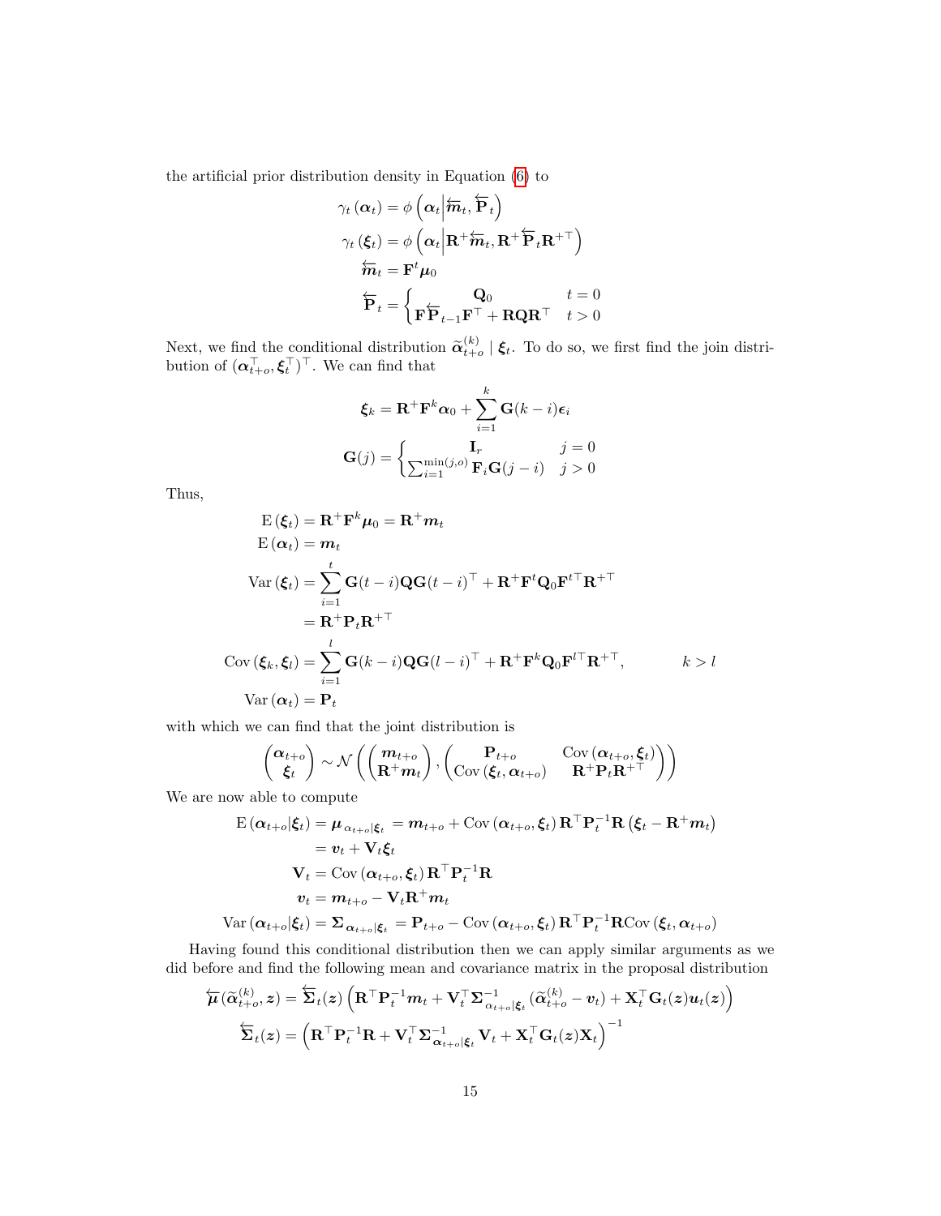the artificial prior distribution density in Equation (6) to

$$
\begin{aligned}
\gamma_t\left(\boldsymbol{\alpha}_t\right) &= \phi\left(\boldsymbol{\alpha}_t \middle| \overleftarrow{\boldsymbol{m}}_t, \overleftarrow{\mathbf{P}}_t\right) \\
\gamma_t\left(\boldsymbol{\xi}_t\right) &= \phi\left(\boldsymbol{\alpha}_t \middle| \mathbf{R}^+\overleftarrow{\boldsymbol{m}}_t, \mathbf{R}^+\overleftarrow{\mathbf{P}}_t\mathbf{R}^{+\top}\right) \\
\overleftarrow{\boldsymbol{m}}_t &= \mathbf{F}^t\boldsymbol{\mu}_0 \\
\overleftarrow{\mathbf{P}}_t &= \begin{cases} \mathbf{Q}_0 & t = 0 \\ \mathbf{F}\overleftarrow{\mathbf{P}}_{t-1}\mathbf{F}^\top + \mathbf{R}\mathbf{Q}\mathbf{R}^\top & t > 0 \end{cases}
\end{aligned}
$$

Next, we find the conditional distribution $\widetilde{\boldsymbol{\alpha}}_{t+o}^{(k)} \mid \boldsymbol{\xi}_t$. To do so, we first find the join distribution of $(\boldsymbol{\alpha}_{t+o}^\top, \boldsymbol{\xi}_t^\top)^\top$. We can find that

$$
\begin{aligned}
\boldsymbol{\xi}_k &= \mathbf{R}^+\mathbf{F}^k\boldsymbol{\alpha}_0 + \sum_{i=1}^k \mathbf{G}(k-i)\boldsymbol{\epsilon}_i \\
\mathbf{G}(j) &= \begin{cases} \mathbf{I}_r & j = 0 \\ \sum_{i=1}^{\min(j,o)} \mathbf{F}_i\mathbf{G}(j-i) & j > 0 \end{cases}
\end{aligned}
$$

Thus,

$$
\begin{aligned}
\mathrm{E}\left(\boldsymbol{\xi}_t\right) &= \mathbf{R}^+\mathbf{F}^k\boldsymbol{\mu}_0 = \mathbf{R}^+\boldsymbol{m}_t \\
\mathrm{E}\left(\boldsymbol{\alpha}_t\right) &= \boldsymbol{m}_t \\
\mathrm{Var}\left(\boldsymbol{\xi}_t\right) &= \sum_{i=1}^t \mathbf{G}(t-i)\mathbf{Q}\mathbf{G}(t-i)^\top + \mathbf{R}^+\mathbf{F}^t\mathbf{Q}_0\mathbf{F}^{t\top}\mathbf{R}^{+\top} \\
&= \mathbf{R}^+\mathbf{P}_t\mathbf{R}^{+\top} \\
\mathrm{Cov}\left(\boldsymbol{\xi}_k, \boldsymbol{\xi}_l\right) &= \sum_{i=1}^l \mathbf{G}(k-i)\mathbf{Q}\mathbf{G}(l-i)^\top + \mathbf{R}^+\mathbf{F}^k\mathbf{Q}_0\mathbf{F}^{l\top}\mathbf{R}^{+\top}, \qquad k > l \\
\mathrm{Var}\left(\boldsymbol{\alpha}_t\right) &= \mathbf{P}_t
\end{aligned}
$$

with which we can find that the joint distribution is

$$
\begin{pmatrix} \boldsymbol{\alpha}_{t+o} \\ \boldsymbol{\xi}_t \end{pmatrix} \sim \mathcal{N}\left( \begin{pmatrix} \boldsymbol{m}_{t+o} \\ \mathbf{R}^+\boldsymbol{m}_t \end{pmatrix}, \begin{pmatrix} \mathbf{P}_{t+o} & \mathrm{Cov}\left(\boldsymbol{\alpha}_{t+o}, \boldsymbol{\xi}_t\right) \\ \mathrm{Cov}\left(\boldsymbol{\xi}_t, \boldsymbol{\alpha}_{t+o}\right) & \mathbf{R}^+\mathbf{P}_t\mathbf{R}^{+\top} \end{pmatrix} \right)
$$

We are now able to compute

$$
\begin{aligned}
\mathrm{E}\left(\boldsymbol{\alpha}_{t+o}|\boldsymbol{\xi}_t\right) = \boldsymbol{\mu}_{\alpha_{t+o}|\boldsymbol{\xi}_t} &= \boldsymbol{m}_{t+o} + \mathrm{Cov}\left(\boldsymbol{\alpha}_{t+o}, \boldsymbol{\xi}_t\right)\mathbf{R}^\top\mathbf{P}_t^{-1}\mathbf{R}\left(\boldsymbol{\xi}_t - \mathbf{R}^+\boldsymbol{m}_t\right) \\
&= \boldsymbol{v}_t + \mathbf{V}_t\boldsymbol{\xi}_t \\
\mathbf{V}_t &= \mathrm{Cov}\left(\boldsymbol{\alpha}_{t+o}, \boldsymbol{\xi}_t\right)\mathbf{R}^\top\mathbf{P}_t^{-1}\mathbf{R} \\
\boldsymbol{v}_t &= \boldsymbol{m}_{t+o} - \mathbf{V}_t\mathbf{R}^+\boldsymbol{m}_t \\
\mathrm{Var}\left(\boldsymbol{\alpha}_{t+o}|\boldsymbol{\xi}_t\right) = \boldsymbol{\Sigma}_{\boldsymbol{\alpha}_{t+o}|\boldsymbol{\xi}_t} &= \mathbf{P}_{t+o} - \mathrm{Cov}\left(\boldsymbol{\alpha}_{t+o}, \boldsymbol{\xi}_t\right)\mathbf{R}^\top\mathbf{P}_t^{-1}\mathbf{R}\mathrm{Cov}\left(\boldsymbol{\xi}_t, \boldsymbol{\alpha}_{t+o}\right)
\end{aligned}
$$

Having found this conditional distribution then we can apply similar arguments as we did before and find the following mean and covariance matrix in the proposal distribution

$$
\begin{aligned}
\overleftarrow{\boldsymbol{\mu}}(\widetilde{\boldsymbol{\alpha}}_{t+o}^{(k)}, \boldsymbol{z}) &= \overleftarrow{\boldsymbol{\Sigma}}_t(\boldsymbol{z})\left(\mathbf{R}^\top\mathbf{P}_t^{-1}\boldsymbol{m}_t + \mathbf{V}_t^\top\boldsymbol{\Sigma}_{\alpha_{t+o}|\boldsymbol{\xi}_t}^{-1}(\widetilde{\boldsymbol{\alpha}}_{t+o}^{(k)} - \boldsymbol{v}_t) + \mathbf{X}_t^\top\mathbf{G}_t(\boldsymbol{z})\boldsymbol{u}_t(\boldsymbol{z})\right) \\
\overleftarrow{\boldsymbol{\Sigma}}_t(\boldsymbol{z}) &= \left(\mathbf{R}^\top\mathbf{P}_t^{-1}\mathbf{R} + \mathbf{V}_t^\top\boldsymbol{\Sigma}_{\boldsymbol{\alpha}_{t+o}|\boldsymbol{\xi}_t}^{-1}\mathbf{V}_t + \mathbf{X}_t^\top\mathbf{G}_t(\boldsymbol{z})\mathbf{X}_t\right)^{-1}
\end{aligned}
$$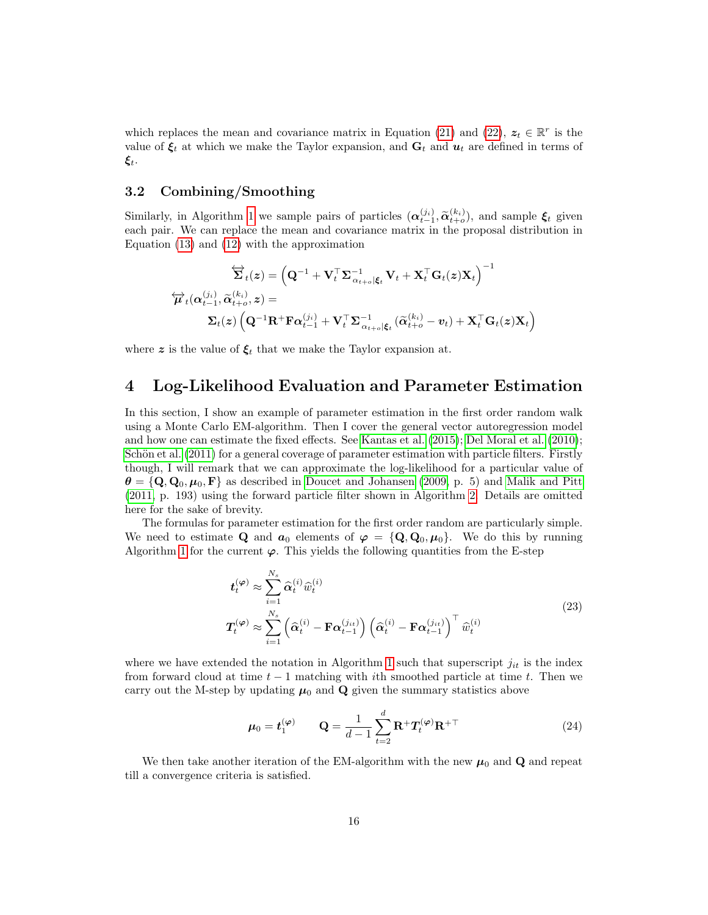which replaces the mean and covariance matrix in Equation (21) and (22), $\boldsymbol{z}_t \in \mathbb{R}^r$ is the value of $\boldsymbol{\xi}_t$ at which we make the Taylor expansion, and $\mathbf{G}_t$ and $\boldsymbol{u}_t$ are defined in terms of $\boldsymbol{\xi}_t$.

### 3.2 Combining/Smoothing

Similarly, in Algorithm 1 we sample pairs of particles $(\boldsymbol{\alpha}_{t-1}^{(j_i)}, \widetilde{\boldsymbol{\alpha}}_{t+o}^{(k_i)})$, and sample $\boldsymbol{\xi}_t$ given each pair. We can replace the mean and covariance matrix in the proposal distribution in Equation (13) and (12) with the approximation

$$
\begin{aligned}
\overleftrightarrow{\boldsymbol{\Sigma}}_t(\boldsymbol{z}) &= \left(\mathbf{Q}^{-1} + \mathbf{V}_t^\top \boldsymbol{\Sigma}_{\alpha_{t+o}|\boldsymbol{\xi}_t}^{-1} \mathbf{V}_t + \mathbf{X}_t^\top \mathbf{G}_t(\boldsymbol{z}) \mathbf{X}_t\right)^{-1} \\
\overleftrightarrow{\boldsymbol{\mu}}_t(\boldsymbol{\alpha}_{t-1}^{(j_i)}, \widetilde{\boldsymbol{\alpha}}_{t+o}^{(k_i)}, \boldsymbol{z}) &= \\
&\boldsymbol{\Sigma}_t(\boldsymbol{z})\left(\mathbf{Q}^{-1}\mathbf{R}^+\mathbf{F}\boldsymbol{\alpha}_{t-1}^{(j_i)} + \mathbf{V}_t^\top \boldsymbol{\Sigma}_{\alpha_{t+o}|\boldsymbol{\xi}_t}^{-1}(\widetilde{\boldsymbol{\alpha}}_{t+o}^{(k_i)} - \boldsymbol{v}_t) + \mathbf{X}_t^\top \mathbf{G}_t(\boldsymbol{z})\mathbf{X}_t\right)
\end{aligned}
$$

where $\boldsymbol{z}$ is the value of $\boldsymbol{\xi}_t$ that we make the Taylor expansion at.

## 4 Log-Likelihood Evaluation and Parameter Estimation

In this section, I show an example of parameter estimation in the first order random walk using a Monte Carlo EM-algorithm. Then I cover the general vector autoregression model and how one can estimate the fixed effects. See Kantas et al. (2015); Del Moral et al. (2010); Schön et al. (2011) for a general coverage of parameter estimation with particle filters. Firstly though, I will remark that we can approximate the log-likelihood for a particular value of $\boldsymbol{\theta} = \{\mathbf{Q}, \mathbf{Q}_0, \boldsymbol{\mu}_0, \mathbf{F}\}$ as described in Doucet and Johansen (2009, p. 5) and Malik and Pitt (2011, p. 193) using the forward particle filter shown in Algorithm 2. Details are omitted here for the sake of brevity.

The formulas for parameter estimation for the first order random are particularly simple. We need to estimate $\mathbf{Q}$ and $\boldsymbol{a}_0$ elements of $\boldsymbol{\varphi} = \{\mathbf{Q}, \mathbf{Q}_0, \boldsymbol{\mu}_0\}$. We do this by running Algorithm 1 for the current $\boldsymbol{\varphi}$. This yields the following quantities from the E-step

$$
\begin{aligned}
\boldsymbol{t}_t^{(\boldsymbol{\varphi})} &\approx \sum_{i=1}^{N_s} \widehat{\boldsymbol{\alpha}}_t^{(i)} \widehat{w}_t^{(i)} \\
\boldsymbol{T}_t^{(\boldsymbol{\varphi})} &\approx \sum_{i=1}^{N_s} \left(\widehat{\boldsymbol{\alpha}}_t^{(i)} - \mathbf{F}\boldsymbol{\alpha}_{t-1}^{(j_{it})}\right)\left(\widehat{\boldsymbol{\alpha}}_t^{(i)} - \mathbf{F}\boldsymbol{\alpha}_{t-1}^{(j_{it})}\right)^\top \widehat{w}_t^{(i)}
\end{aligned} \tag{23}
$$

where we have extended the notation in Algorithm 1 such that superscript $j_{it}$ is the index from forward cloud at time $t-1$ matching with $i$th smoothed particle at time $t$. Then we carry out the M-step by updating $\boldsymbol{\mu}_0$ and $\mathbf{Q}$ given the summary statistics above

$$
\boldsymbol{\mu}_0 = \boldsymbol{t}_1^{(\boldsymbol{\varphi})} \qquad \mathbf{Q} = \frac{1}{d-1}\sum_{t=2}^{d} \mathbf{R}^+ \boldsymbol{T}_t^{(\boldsymbol{\varphi})} \mathbf{R}^{+\top} \tag{24}
$$

We then take another iteration of the EM-algorithm with the new $\boldsymbol{\mu}_0$ and $\mathbf{Q}$ and repeat till a convergence criteria is satisfied.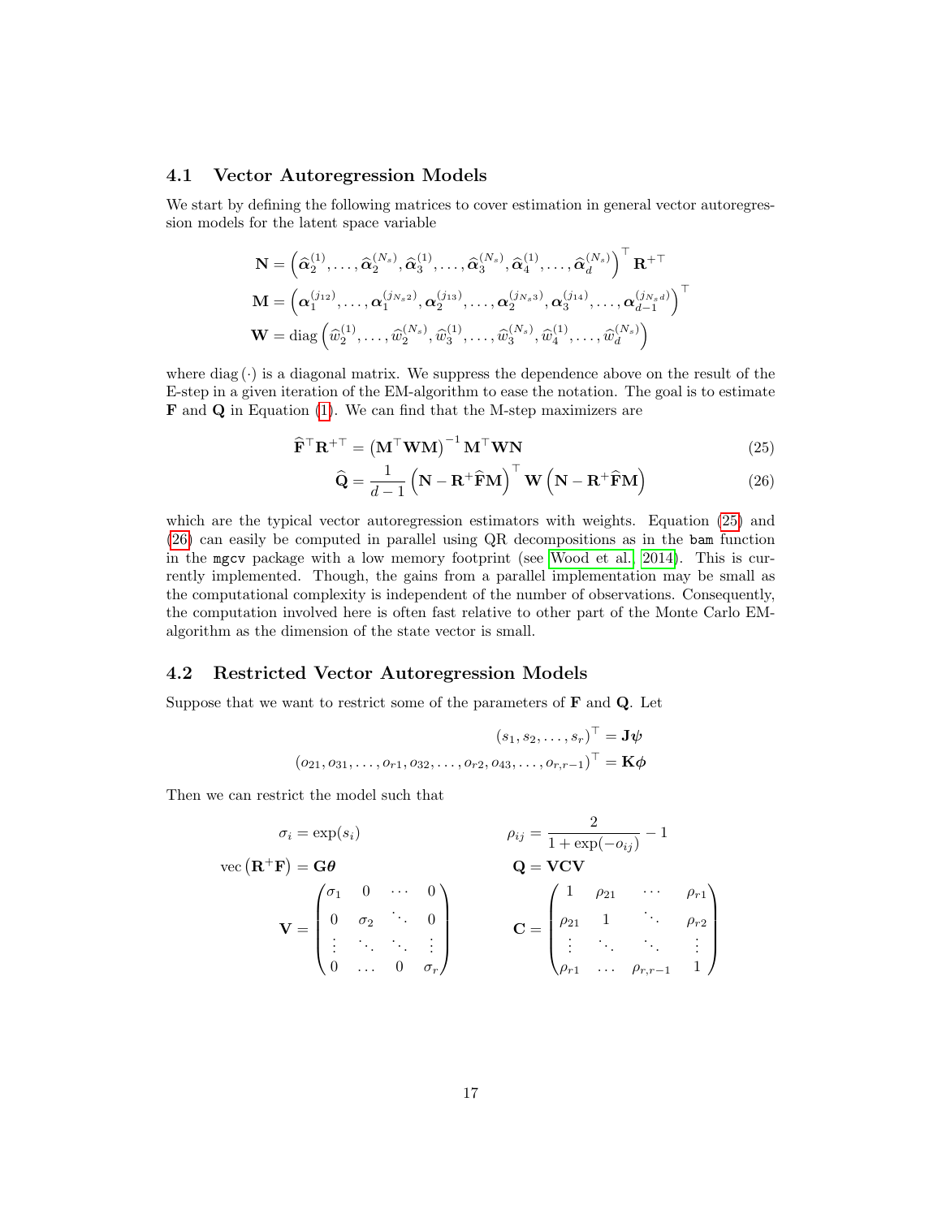### 4.1 Vector Autoregression Models

We start by defining the following matrices to cover estimation in general vector autoregression models for the latent space variable

$$
\begin{aligned}
\mathbf{N} &= \left(\widehat{\boldsymbol{\alpha}}_2^{(1)}, \dots, \widehat{\boldsymbol{\alpha}}_2^{(N_s)}, \widehat{\boldsymbol{\alpha}}_3^{(1)}, \dots, \widehat{\boldsymbol{\alpha}}_3^{(N_s)}, \widehat{\boldsymbol{\alpha}}_4^{(1)}, \dots, \widehat{\boldsymbol{\alpha}}_d^{(N_s)}\right)^\top \mathbf{R}^{+\top} \\
\mathbf{M} &= \left(\boldsymbol{\alpha}_1^{(j_{12})}, \dots, \boldsymbol{\alpha}_1^{(j_{N_s 2})}, \boldsymbol{\alpha}_2^{(j_{13})}, \dots, \boldsymbol{\alpha}_2^{(j_{N_s 3})}, \boldsymbol{\alpha}_3^{(j_{14})}, \dots, \boldsymbol{\alpha}_{d-1}^{(j_{N_s d})}\right)^\top \\
\mathbf{W} &= \operatorname{diag}\left(\widehat{w}_2^{(1)}, \dots, \widehat{w}_2^{(N_s)}, \widehat{w}_3^{(1)}, \dots, \widehat{w}_3^{(N_s)}, \widehat{w}_4^{(1)}, \dots, \widehat{w}_d^{(N_s)}\right)
\end{aligned}
$$

where $\operatorname{diag}(\cdot)$ is a diagonal matrix. We suppress the dependence above on the result of the E-step in a given iteration of the EM-algorithm to ease the notation. The goal is to estimate $\mathbf{F}$ and $\mathbf{Q}$ in Equation (1). We can find that the M-step maximizers are

$$
\widehat{\mathbf{F}}^\top \mathbf{R}^{+\top} = \left(\mathbf{M}^\top \mathbf{W} \mathbf{M}\right)^{-1} \mathbf{M}^\top \mathbf{W} \mathbf{N} \tag{25}
$$

$$
\widehat{\mathbf{Q}} = \frac{1}{d-1}\left(\mathbf{N} - \mathbf{R}^+ \widehat{\mathbf{F}} \mathbf{M}\right)^\top \mathbf{W} \left(\mathbf{N} - \mathbf{R}^+ \widehat{\mathbf{F}} \mathbf{M}\right) \tag{26}
$$

which are the typical vector autoregression estimators with weights. Equation (25) and (26) can easily be computed in parallel using QR decompositions as in the `bam` function in the `mgcv` package with a low memory footprint (see Wood et al. 2014). This is currently implemented. Though, the gains from a parallel implementation may be small as the computational complexity is independent of the number of observations. Consequently, the computation involved here is often fast relative to other part of the Monte Carlo EM-algorithm as the dimension of the state vector is small.

### 4.2 Restricted Vector Autoregression Models

Suppose that we want to restrict some of the parameters of $\mathbf{F}$ and $\mathbf{Q}$. Let

$$
\begin{aligned}
(s_1, s_2, \dots, s_r)^\top &= \mathbf{J}\boldsymbol{\psi} \\
(o_{21}, o_{31}, \dots, o_{r1}, o_{32}, \dots, o_{r2}, o_{43}, \dots, o_{r,r-1})^\top &= \mathbf{K}\boldsymbol{\phi}
\end{aligned}
$$

Then we can restrict the model such that

$$
\sigma_i = \exp(s_i) \qquad \rho_{ij} = \frac{2}{1 + \exp(-o_{ij})} - 1
$$

$$
\operatorname{vec}\left(\mathbf{R}^+ \mathbf{F}\right) = \mathbf{G}\boldsymbol{\theta} \qquad \mathbf{Q} = \mathbf{V}\mathbf{C}\mathbf{V}
$$

$$
\mathbf{V} = \begin{pmatrix} \sigma_1 & 0 & \cdots & 0 \\ 0 & \sigma_2 & \ddots & 0 \\ \vdots & \ddots & \ddots & \vdots \\ 0 & \dots & 0 & \sigma_r \end{pmatrix} \qquad
\mathbf{C} = \begin{pmatrix} 1 & \rho_{21} & \cdots & \rho_{r1} \\ \rho_{21} & 1 & \ddots & \rho_{r2} \\ \vdots & \ddots & \ddots & \vdots \\ \rho_{r1} & \dots & \rho_{r,r-1} & 1 \end{pmatrix}
$$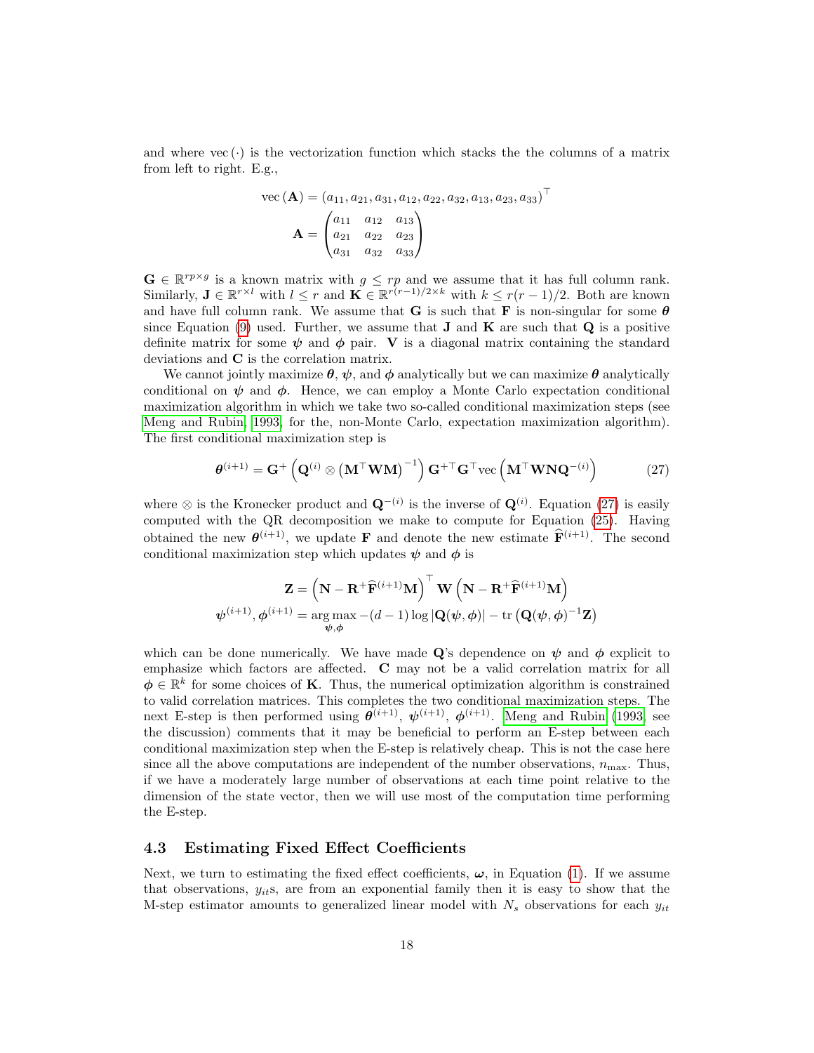and where $\text{vec}(\cdot)$ is the vectorization function which stacks the the columns of a matrix from left to right. E.g.,

$$\text{vec}(\mathbf{A}) = (a_{11}, a_{21}, a_{31}, a_{12}, a_{22}, a_{32}, a_{13}, a_{23}, a_{33})^\top$$

$$\mathbf{A} = \begin{pmatrix} a_{11} & a_{12} & a_{13} \\ a_{21} & a_{22} & a_{23} \\ a_{31} & a_{32} & a_{33} \end{pmatrix}$$

$\mathbf{G} \in \mathbb{R}^{rp \times g}$ is a known matrix with $g \leq rp$ and we assume that it has full column rank. Similarly, $\mathbf{J} \in \mathbb{R}^{r \times l}$ with $l \leq r$ and $\mathbf{K} \in \mathbb{R}^{r(r-1)/2 \times k}$ with $k \leq r(r-1)/2$. Both are known and have full column rank. We assume that $\mathbf{G}$ is such that $\mathbf{F}$ is non-singular for some $\boldsymbol{\theta}$ since Equation (9) used. Further, we assume that $\mathbf{J}$ and $\mathbf{K}$ are such that $\mathbf{Q}$ is a positive definite matrix for some $\boldsymbol{\psi}$ and $\boldsymbol{\phi}$ pair. $\mathbf{V}$ is a diagonal matrix containing the standard deviations and $\mathbf{C}$ is the correlation matrix.

We cannot jointly maximize $\boldsymbol{\theta}$, $\boldsymbol{\psi}$, and $\boldsymbol{\phi}$ analytically but we can maximize $\boldsymbol{\theta}$ analytically conditional on $\boldsymbol{\psi}$ and $\boldsymbol{\phi}$. Hence, we can employ a Monte Carlo expectation conditional maximization algorithm in which we take two so-called conditional maximization steps (see Meng and Rubin, 1993, for the, non-Monte Carlo, expectation maximization algorithm). The first conditional maximization step is

$$\boldsymbol{\theta}^{(i+1)} = \mathbf{G}^+ \left( \mathbf{Q}^{(i)} \otimes \left( \mathbf{M}^\top \mathbf{W} \mathbf{M} \right)^{-1} \right) \mathbf{G}^{+\top} \mathbf{G}^\top \text{vec}\left( \mathbf{M}^\top \mathbf{W} \mathbf{N} \mathbf{Q}^{-(i)} \right) \tag{27}$$

where $\otimes$ is the Kronecker product and $\mathbf{Q}^{-(i)}$ is the inverse of $\mathbf{Q}^{(i)}$. Equation (27) is easily computed with the QR decomposition we make to compute for Equation (25). Having obtained the new $\boldsymbol{\theta}^{(i+1)}$, we update $\mathbf{F}$ and denote the new estimate $\widehat{\mathbf{F}}^{(i+1)}$. The second conditional maximization step which updates $\boldsymbol{\psi}$ and $\boldsymbol{\phi}$ is

$$\mathbf{Z} = \left( \mathbf{N} - \mathbf{R}^+ \widehat{\mathbf{F}}^{(i+1)} \mathbf{M} \right)^\top \mathbf{W} \left( \mathbf{N} - \mathbf{R}^+ \widehat{\mathbf{F}}^{(i+1)} \mathbf{M} \right)$$

$$\boldsymbol{\psi}^{(i+1)}, \boldsymbol{\phi}^{(i+1)} = \underset{\boldsymbol{\psi}, \boldsymbol{\phi}}{\arg\max} -(d-1) \log |\mathbf{Q}(\boldsymbol{\psi}, \boldsymbol{\phi})| - \text{tr}\left( \mathbf{Q}(\boldsymbol{\psi}, \boldsymbol{\phi})^{-1} \mathbf{Z} \right)$$

which can be done numerically. We have made $\mathbf{Q}$'s dependence on $\boldsymbol{\psi}$ and $\boldsymbol{\phi}$ explicit to emphasize which factors are affected. $\mathbf{C}$ may not be a valid correlation matrix for all $\boldsymbol{\phi} \in \mathbb{R}^k$ for some choices of $\mathbf{K}$. Thus, the numerical optimization algorithm is constrained to valid correlation matrices. This completes the two conditional maximization steps. The next E-step is then performed using $\boldsymbol{\theta}^{(i+1)}$, $\boldsymbol{\psi}^{(i+1)}$, $\boldsymbol{\phi}^{(i+1)}$. Meng and Rubin (1993, see the discussion) comments that it may be beneficial to perform an E-step between each conditional maximization step when the E-step is relatively cheap. This is not the case here since all the above computations are independent of the number observations, $n_{\max}$. Thus, if we have a moderately large number of observations at each time point relative to the dimension of the state vector, then we will use most of the computation time performing the E-step.

### 4.3 Estimating Fixed Effect Coefficients

Next, we turn to estimating the fixed effect coefficients, $\boldsymbol{\omega}$, in Equation (1). If we assume that observations, $y_{it}$s, are from an exponential family then it is easy to show that the M-step estimator amounts to generalized linear model with $N_s$ observations for each $y_{it}$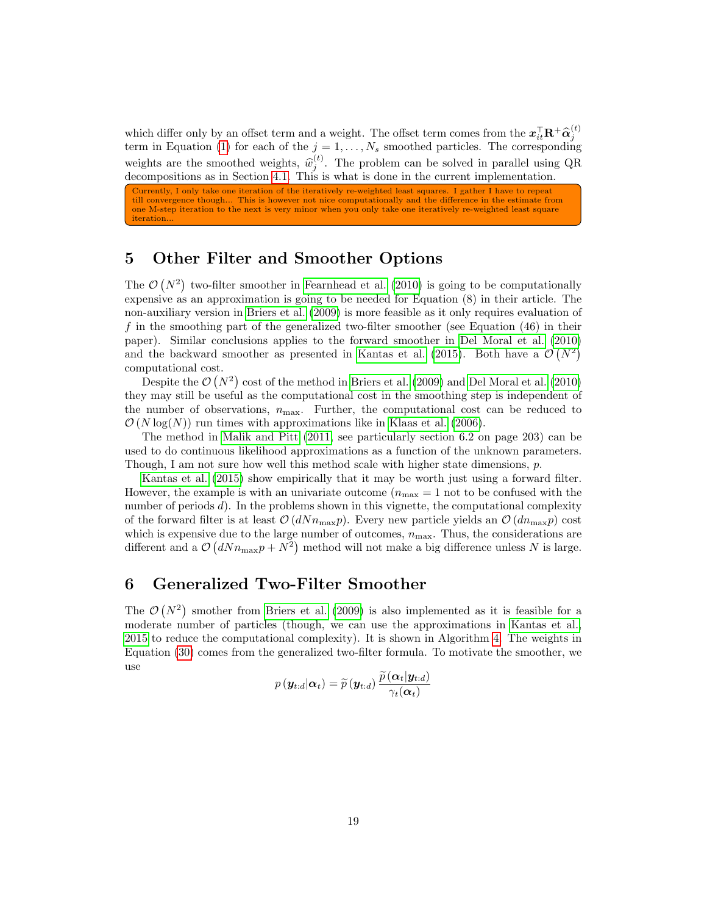which differ only by an offset term and a weight. The offset term comes from the $\boldsymbol{x}_{it}^\top \mathbf{R}^+ \widehat{\boldsymbol{\alpha}}_j^{(t)}$ term in Equation (1) for each of the $j = 1, \dots, N_s$ smoothed particles. The corresponding weights are the smoothed weights, $\widehat{w}_j^{(t)}$. The problem can be solved in parallel using QR decompositions as in Section 4.1. This is what is done in the current implementation.

> Currently, I only take one iteration of the iteratively re-weighted least squares. I gather I have to repeat till convergence though... This is however not nice computationally and the difference in the estimate from one M-step iteration to the next is very minor when you only take one iteratively re-weighted least square iteration...

# 5 Other Filter and Smoother Options

The $\mathcal{O}\left(N^2\right)$ two-filter smoother in Fearnhead et al. (2010) is going to be computationally expensive as an approximation is going to be needed for Equation (8) in their article. The non-auxiliary version in Briers et al. (2009) is more feasible as it only requires evaluation of $f$ in the smoothing part of the generalized two-filter smoother (see Equation (46) in their paper). Similar conclusions applies to the forward smoother in Del Moral et al. (2010) and the backward smoother as presented in Kantas et al. (2015). Both have a $\mathcal{O}\left(N^2\right)$ computational cost.

Despite the $\mathcal{O}\left(N^2\right)$ cost of the method in Briers et al. (2009) and Del Moral et al. (2010) they may still be useful as the computational cost in the smoothing step is independent of the number of observations, $n_{\max}$. Further, the computational cost can be reduced to $\mathcal{O}\left(N \log(N)\right)$ run times with approximations like in Klaas et al. (2006).

The method in Malik and Pitt (2011, see particularly section 6.2 on page 203) can be used to do continuous likelihood approximations as a function of the unknown parameters. Though, I am not sure how well this method scale with higher state dimensions, $p$.

Kantas et al. (2015) show empirically that it may be worth just using a forward filter. However, the example is with an univariate outcome ($n_{\max} = 1$ not to be confused with the number of periods $d$). In the problems shown in this vignette, the computational complexity of the forward filter is at least $\mathcal{O}\left(dNn_{\max}p\right)$. Every new particle yields an $\mathcal{O}\left(dn_{\max}p\right)$ cost which is expensive due to the large number of outcomes, $n_{\max}$. Thus, the considerations are different and a $\mathcal{O}\left(dNn_{\max}p + N^2\right)$ method will not make a big difference unless $N$ is large.

# 6 Generalized Two-Filter Smoother

The $\mathcal{O}\left(N^2\right)$ smother from Briers et al. (2009) is also implemented as it is feasible for a moderate number of particles (though, we can use the approximations in Kantas et al., 2015 to reduce the computational complexity). It is shown in Algorithm 4. The weights in Equation (30) comes from the generalized two-filter formula. To motivate the smoother, we use

$$p\left(\boldsymbol{y}_{t:d} \vert \boldsymbol{\alpha}_t\right) = \widetilde{p}\left(\boldsymbol{y}_{t:d}\right) \frac{\widetilde{p}\left(\boldsymbol{\alpha}_t \vert \boldsymbol{y}_{t:d}\right)}{\gamma_t(\boldsymbol{\alpha}_t)}$$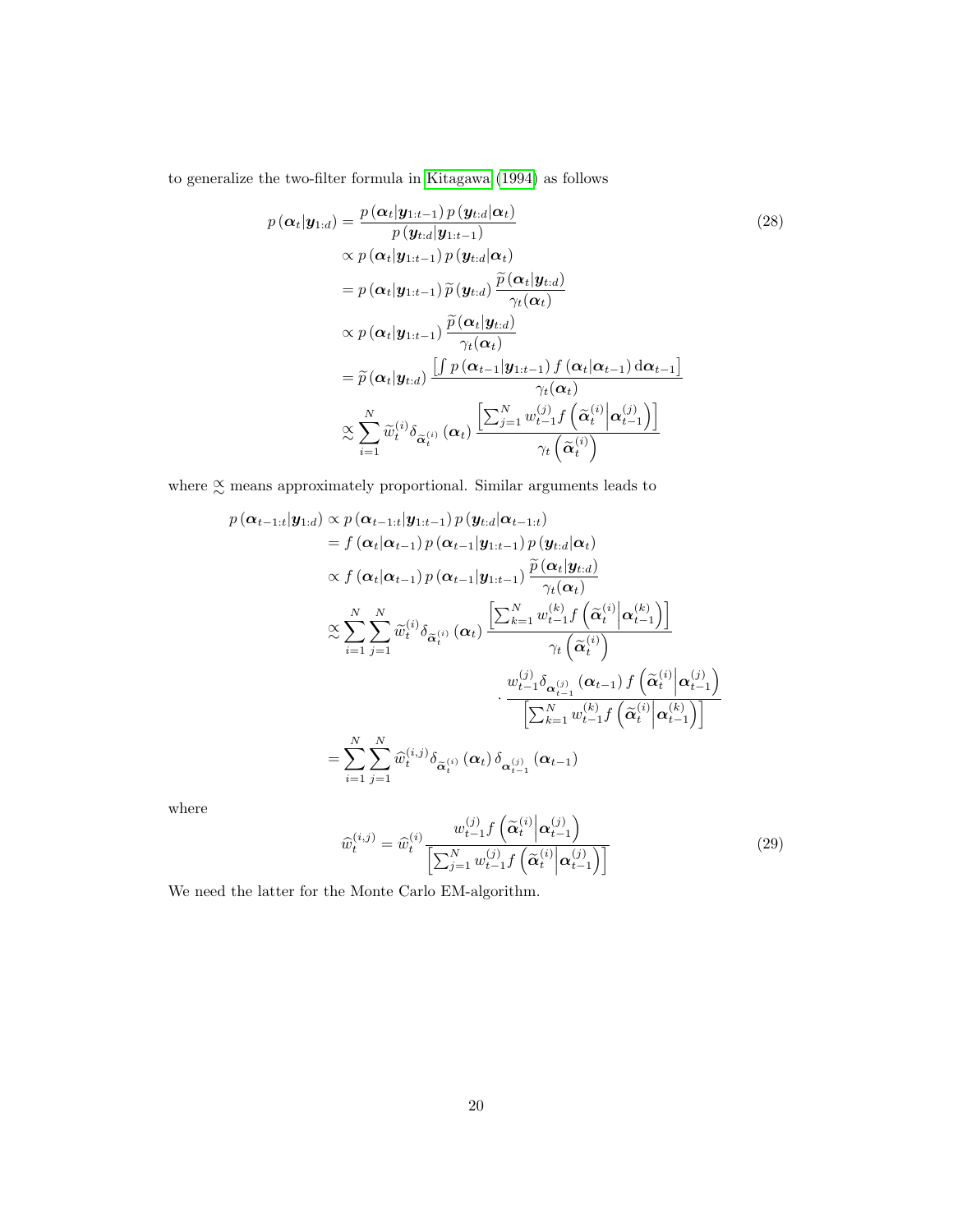to generalize the two-filter formula in Kitagawa (1994) as follows

$$
\begin{aligned}
p\left(\boldsymbol{\alpha}_t|\boldsymbol{y}_{1:d}\right) &= \frac{p\left(\boldsymbol{\alpha}_t|\boldsymbol{y}_{1:t-1}\right)p\left(\boldsymbol{y}_{t:d}|\boldsymbol{\alpha}_t\right)}{p\left(\boldsymbol{y}_{t:d}|\boldsymbol{y}_{1:t-1}\right)} \\
&\propto p\left(\boldsymbol{\alpha}_t|\boldsymbol{y}_{1:t-1}\right)p\left(\boldsymbol{y}_{t:d}|\boldsymbol{\alpha}_t\right) \\
&= p\left(\boldsymbol{\alpha}_t|\boldsymbol{y}_{1:t-1}\right)\widetilde{p}\left(\boldsymbol{y}_{t:d}\right)\frac{\widetilde{p}\left(\boldsymbol{\alpha}_t|\boldsymbol{y}_{t:d}\right)}{\gamma_t(\boldsymbol{\alpha}_t)} \\
&\propto p\left(\boldsymbol{\alpha}_t|\boldsymbol{y}_{1:t-1}\right)\frac{\widetilde{p}\left(\boldsymbol{\alpha}_t|\boldsymbol{y}_{t:d}\right)}{\gamma_t(\boldsymbol{\alpha}_t)} \\
&= \widetilde{p}\left(\boldsymbol{\alpha}_t|\boldsymbol{y}_{t:d}\right)\frac{\left[\int p\left(\boldsymbol{\alpha}_{t-1}|\boldsymbol{y}_{1:t-1}\right)f\left(\boldsymbol{\alpha}_t|\boldsymbol{\alpha}_{t-1}\right)\mathrm{d}\boldsymbol{\alpha}_{t-1}\right]}{\gamma_t(\boldsymbol{\alpha}_t)} \\
&\overset{\propto}{\sim} \sum_{i=1}^{N}\widetilde{w}_t^{(i)}\delta_{\widetilde{\boldsymbol{\alpha}}_t^{(i)}}\left(\boldsymbol{\alpha}_t\right)\frac{\left[\sum_{j=1}^{N}w_{t-1}^{(j)}f\left(\widetilde{\boldsymbol{\alpha}}_t^{(i)}\middle|\boldsymbol{\alpha}_{t-1}^{(j)}\right)\right]}{\gamma_t\left(\widetilde{\boldsymbol{\alpha}}_t^{(i)}\right)}
\end{aligned}
\tag{28}
$$

where $\overset{\propto}{\sim}$ means approximately proportional. Similar arguments leads to

$$
\begin{aligned}
p\left(\boldsymbol{\alpha}_{t-1:t}|\boldsymbol{y}_{1:d}\right) &\propto p\left(\boldsymbol{\alpha}_{t-1:t}|\boldsymbol{y}_{1:t-1}\right)p\left(\boldsymbol{y}_{t:d}|\boldsymbol{\alpha}_{t-1:t}\right) \\
&= f\left(\boldsymbol{\alpha}_t|\boldsymbol{\alpha}_{t-1}\right)p\left(\boldsymbol{\alpha}_{t-1}|\boldsymbol{y}_{1:t-1}\right)p\left(\boldsymbol{y}_{t:d}|\boldsymbol{\alpha}_t\right) \\
&\propto f\left(\boldsymbol{\alpha}_t|\boldsymbol{\alpha}_{t-1}\right)p\left(\boldsymbol{\alpha}_{t-1}|\boldsymbol{y}_{1:t-1}\right)\frac{\widetilde{p}\left(\boldsymbol{\alpha}_t|\boldsymbol{y}_{t:d}\right)}{\gamma_t(\boldsymbol{\alpha}_t)} \\
&\overset{\propto}{\sim} \sum_{i=1}^{N}\sum_{j=1}^{N}\widetilde{w}_t^{(i)}\delta_{\widetilde{\boldsymbol{\alpha}}_t^{(i)}}\left(\boldsymbol{\alpha}_t\right)\frac{\left[\sum_{k=1}^{N}w_{t-1}^{(k)}f\left(\widetilde{\boldsymbol{\alpha}}_t^{(i)}\middle|\boldsymbol{\alpha}_{t-1}^{(k)}\right)\right]}{\gamma_t\left(\widetilde{\boldsymbol{\alpha}}_t^{(i)}\right)} \\
&\qquad\qquad\cdot\frac{w_{t-1}^{(j)}\delta_{\boldsymbol{\alpha}_{t-1}^{(j)}}\left(\boldsymbol{\alpha}_{t-1}\right)f\left(\widetilde{\boldsymbol{\alpha}}_t^{(i)}\middle|\boldsymbol{\alpha}_{t-1}^{(j)}\right)}{\left[\sum_{k=1}^{N}w_{t-1}^{(k)}f\left(\widetilde{\boldsymbol{\alpha}}_t^{(i)}\middle|\boldsymbol{\alpha}_{t-1}^{(k)}\right)\right]} \\
&= \sum_{i=1}^{N}\sum_{j=1}^{N}\widehat{w}_t^{(i,j)}\delta_{\widetilde{\boldsymbol{\alpha}}_t^{(i)}}\left(\boldsymbol{\alpha}_t\right)\delta_{\boldsymbol{\alpha}_{t-1}^{(j)}}\left(\boldsymbol{\alpha}_{t-1}\right)
\end{aligned}
$$

where

$$
\widehat{w}_t^{(i,j)} = \widehat{w}_t^{(i)}\frac{w_{t-1}^{(j)}f\left(\widetilde{\boldsymbol{\alpha}}_t^{(i)}\middle|\boldsymbol{\alpha}_{t-1}^{(j)}\right)}{\left[\sum_{j=1}^{N}w_{t-1}^{(j)}f\left(\widetilde{\boldsymbol{\alpha}}_t^{(i)}\middle|\boldsymbol{\alpha}_{t-1}^{(j)}\right)\right]}
\tag{29}
$$

We need the latter for the Monte Carlo EM-algorithm.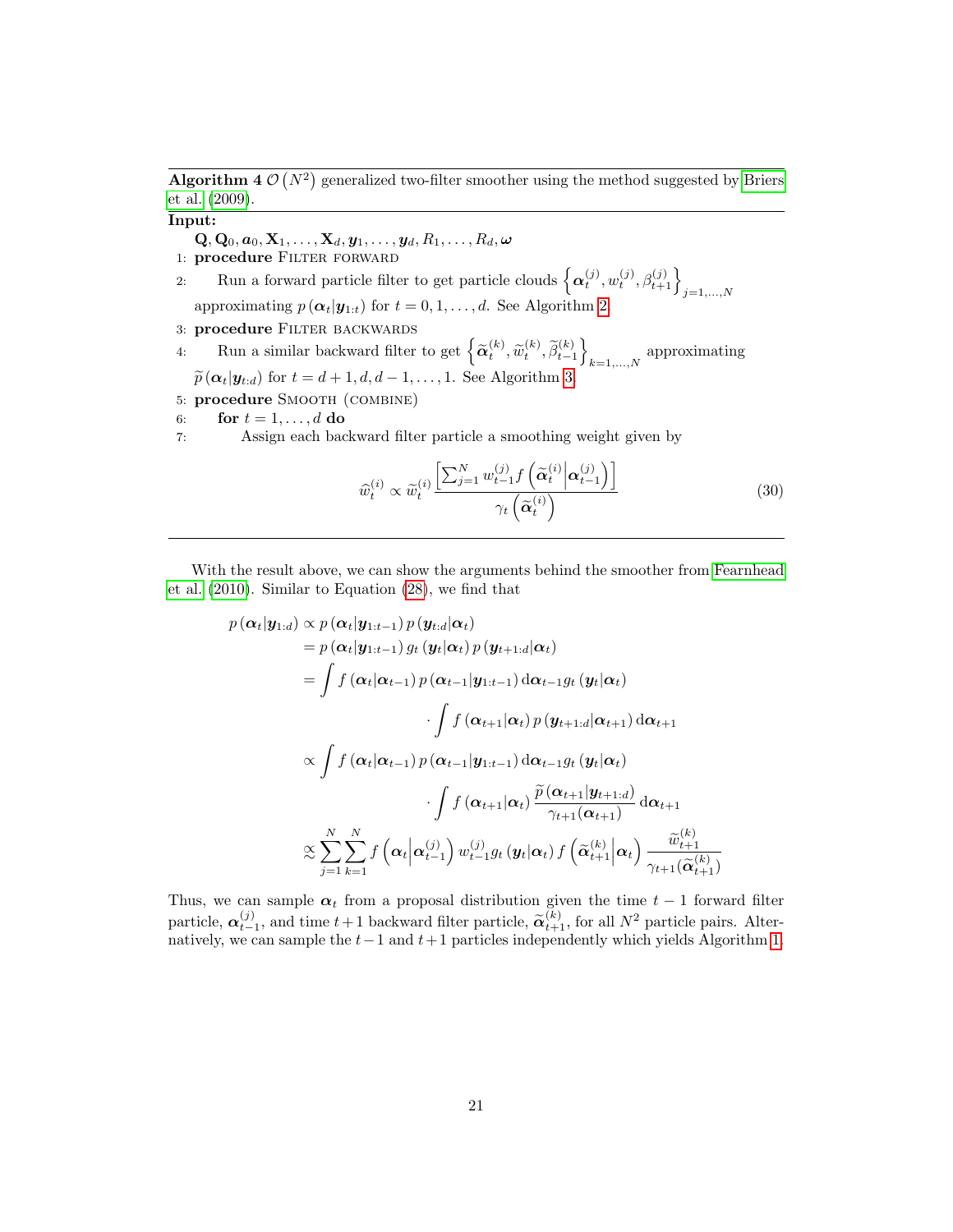**Algorithm 4** $\mathcal{O}\left(N^2\right)$ generalized two-filter smoother using the method suggested by Briers et al. (2009).

**Input:**

$\mathbf{Q}, \mathbf{Q}_0, \boldsymbol{a}_0, \mathbf{X}_1, \ldots, \mathbf{X}_d, \boldsymbol{y}_1, \ldots, \boldsymbol{y}_d, R_1, \ldots, R_d, \boldsymbol{\omega}$

1: **procedure** FILTER FORWARD

2: Run a forward particle filter to get particle clouds $\left\{\boldsymbol{\alpha}_t^{(j)}, w_t^{(j)}, \beta_{t+1}^{(j)}\right\}_{j=1,\ldots,N}$ approximating $p\left(\boldsymbol{\alpha}_t \middle| \boldsymbol{y}_{1:t}\right)$ for $t = 0, 1, \ldots, d$. See Algorithm 2.

3: **procedure** FILTER BACKWARDS

4: Run a similar backward filter to get $\left\{\widetilde{\boldsymbol{\alpha}}_t^{(k)}, \widetilde{w}_t^{(k)}, \widetilde{\beta}_{t-1}^{(k)}\right\}_{k=1,\ldots,N}$ approximating $\widetilde{p}\left(\boldsymbol{\alpha}_t \middle| \boldsymbol{y}_{t:d}\right)$ for $t = d+1, d, d-1, \ldots, 1$. See Algorithm 3.

5: **procedure** SMOOTH (COMBINE)

6: **for** $t = 1, \ldots, d$ **do**

7: Assign each backward filter particle a smoothing weight given by

$$\widehat{w}_t^{(i)} \propto \widetilde{w}_t^{(i)} \frac{\left[\sum_{j=1}^N w_{t-1}^{(j)} f\left(\widetilde{\boldsymbol{\alpha}}_t^{(i)} \middle| \boldsymbol{\alpha}_{t-1}^{(j)}\right)\right]}{\gamma_t\left(\widetilde{\boldsymbol{\alpha}}_t^{(i)}\right)} \tag{30}$$

With the result above, we can show the arguments behind the smoother from Fearnhead et al. (2010). Similar to Equation (28), we find that

$$\begin{aligned}
p\left(\boldsymbol{\alpha}_t \middle| \boldsymbol{y}_{1:d}\right) &\propto p\left(\boldsymbol{\alpha}_t \middle| \boldsymbol{y}_{1:t-1}\right) p\left(\boldsymbol{y}_{t:d} \middle| \boldsymbol{\alpha}_t\right) \\
&= p\left(\boldsymbol{\alpha}_t \middle| \boldsymbol{y}_{1:t-1}\right) g_t\left(\boldsymbol{y}_t \middle| \boldsymbol{\alpha}_t\right) p\left(\boldsymbol{y}_{t+1:d} \middle| \boldsymbol{\alpha}_t\right) \\
&= \int f\left(\boldsymbol{\alpha}_t \middle| \boldsymbol{\alpha}_{t-1}\right) p\left(\boldsymbol{\alpha}_{t-1} \middle| \boldsymbol{y}_{1:t-1}\right) \mathrm{d}\boldsymbol{\alpha}_{t-1} g_t\left(\boldsymbol{y}_t \middle| \boldsymbol{\alpha}_t\right) \\
&\qquad \cdot \int f\left(\boldsymbol{\alpha}_{t+1} \middle| \boldsymbol{\alpha}_t\right) p\left(\boldsymbol{y}_{t+1:d} \middle| \boldsymbol{\alpha}_{t+1}\right) \mathrm{d}\boldsymbol{\alpha}_{t+1} \\
&\propto \int f\left(\boldsymbol{\alpha}_t \middle| \boldsymbol{\alpha}_{t-1}\right) p\left(\boldsymbol{\alpha}_{t-1} \middle| \boldsymbol{y}_{1:t-1}\right) \mathrm{d}\boldsymbol{\alpha}_{t-1} g_t\left(\boldsymbol{y}_t \middle| \boldsymbol{\alpha}_t\right) \\
&\qquad \cdot \int f\left(\boldsymbol{\alpha}_{t+1} \middle| \boldsymbol{\alpha}_t\right) \frac{\widetilde{p}\left(\boldsymbol{\alpha}_{t+1} \middle| \boldsymbol{y}_{t+1:d}\right)}{\gamma_{t+1}(\boldsymbol{\alpha}_{t+1})} \mathrm{d}\boldsymbol{\alpha}_{t+1} \\
&\overset{\approx}{\propto} \sum_{j=1}^N \sum_{k=1}^N f\left(\boldsymbol{\alpha}_t \middle| \boldsymbol{\alpha}_{t-1}^{(j)}\right) w_{t-1}^{(j)} g_t\left(\boldsymbol{y}_t \middle| \boldsymbol{\alpha}_t\right) f\left(\widetilde{\boldsymbol{\alpha}}_{t+1}^{(k)} \middle| \boldsymbol{\alpha}_t\right) \frac{\widetilde{w}_{t+1}^{(k)}}{\gamma_{t+1}(\widetilde{\boldsymbol{\alpha}}_{t+1}^{(k)})}
\end{aligned}$$

Thus, we can sample $\boldsymbol{\alpha}_t$ from a proposal distribution given the time $t-1$ forward filter particle, $\boldsymbol{\alpha}_{t-1}^{(j)}$, and time $t+1$ backward filter particle, $\widetilde{\boldsymbol{\alpha}}_{t+1}^{(k)}$, for all $N^2$ particle pairs. Alternatively, we can sample the $t-1$ and $t+1$ particles independently which yields Algorithm 1.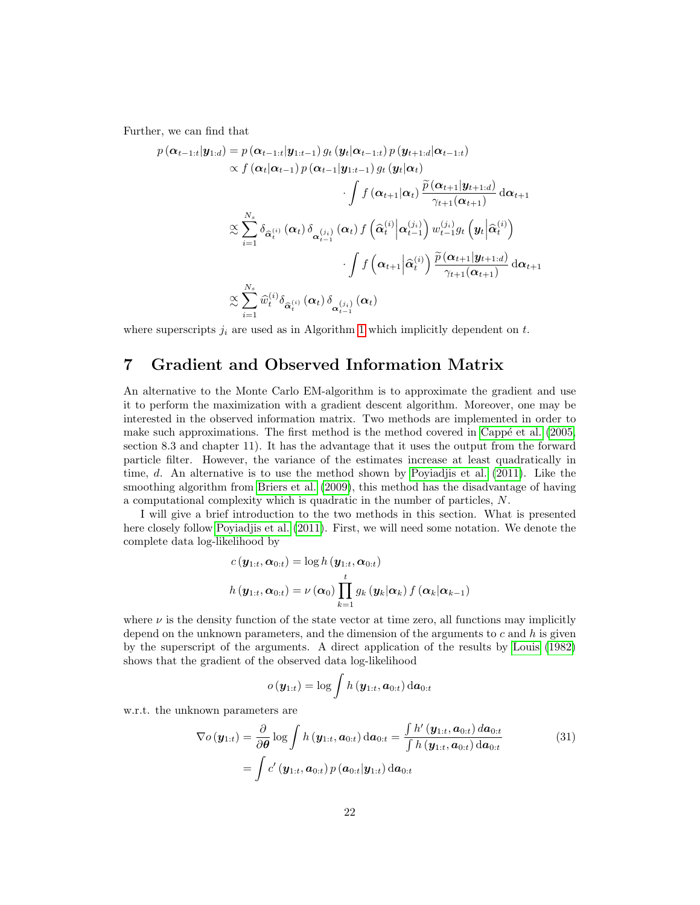Further, we can find that

$$
\begin{aligned}
p\left(\boldsymbol{\alpha}_{t-1:t} \middle| \boldsymbol{y}_{1:d}\right) &= p\left(\boldsymbol{\alpha}_{t-1:t} \middle| \boldsymbol{y}_{1:t-1}\right) g_t\left(\boldsymbol{y}_t \middle| \boldsymbol{\alpha}_{t-1:t}\right) p\left(\boldsymbol{y}_{t+1:d} \middle| \boldsymbol{\alpha}_{t-1:t}\right) \\
&\propto f\left(\boldsymbol{\alpha}_t \middle| \boldsymbol{\alpha}_{t-1}\right) p\left(\boldsymbol{\alpha}_{t-1} \middle| \boldsymbol{y}_{1:t-1}\right) g_t\left(\boldsymbol{y}_t \middle| \boldsymbol{\alpha}_t\right) \\
&\qquad \cdot \int f\left(\boldsymbol{\alpha}_{t+1} \middle| \boldsymbol{\alpha}_t\right) \frac{\widetilde{p}\left(\boldsymbol{\alpha}_{t+1} \middle| \boldsymbol{y}_{t+1:d}\right)}{\gamma_{t+1}(\boldsymbol{\alpha}_{t+1})} \,\mathrm{d}\boldsymbol{\alpha}_{t+1} \\
&\mathrel{\overset{\propto}{\sim}} \sum_{i=1}^{N_s} \delta_{\widehat{\boldsymbol{\alpha}}_t^{(i)}}\left(\boldsymbol{\alpha}_t\right) \delta_{\boldsymbol{\alpha}_{t-1}^{(j_i)}}\left(\boldsymbol{\alpha}_t\right) f\left(\widehat{\boldsymbol{\alpha}}_t^{(i)} \middle| \boldsymbol{\alpha}_{t-1}^{(j_i)}\right) w_{t-1}^{(j_i)} g_t\left(\boldsymbol{y}_t \middle| \widehat{\boldsymbol{\alpha}}_t^{(i)}\right) \\
&\qquad \cdot \int f\left(\boldsymbol{\alpha}_{t+1} \middle| \widehat{\boldsymbol{\alpha}}_t^{(i)}\right) \frac{\widetilde{p}\left(\boldsymbol{\alpha}_{t+1} \middle| \boldsymbol{y}_{t+1:d}\right)}{\gamma_{t+1}(\boldsymbol{\alpha}_{t+1})} \,\mathrm{d}\boldsymbol{\alpha}_{t+1} \\
&\mathrel{\overset{\propto}{\sim}} \sum_{i=1}^{N_s} \widehat{w}_t^{(i)} \delta_{\widehat{\boldsymbol{\alpha}}_t^{(i)}}\left(\boldsymbol{\alpha}_t\right) \delta_{\boldsymbol{\alpha}_{t-1}^{(j_i)}}\left(\boldsymbol{\alpha}_t\right)
\end{aligned}
$$

where superscripts $j_i$ are used as in Algorithm 1 which implicitly dependent on $t$.

## 7 Gradient and Observed Information Matrix

An alternative to the Monte Carlo EM-algorithm is to approximate the gradient and use it to perform the maximization with a gradient descent algorithm. Moreover, one may be interested in the observed information matrix. Two methods are implemented in order to make such approximations. The first method is the method covered in Cappé et al. (2005, section 8.3 and chapter 11). It has the advantage that it uses the output from the forward particle filter. However, the variance of the estimates increase at least quadratically in time, $d$. An alternative is to use the method shown by Poyiadjis et al. (2011). Like the smoothing algorithm from Briers et al. (2009), this method has the disadvantage of having a computational complexity which is quadratic in the number of particles, $N$.

I will give a brief introduction to the two methods in this section. What is presented here closely follow Poyiadjis et al. (2011). First, we will need some notation. We denote the complete data log-likelihood by

$$
\begin{aligned}
c\left(\boldsymbol{y}_{1:t}, \boldsymbol{\alpha}_{0:t}\right) &= \log h\left(\boldsymbol{y}_{1:t}, \boldsymbol{\alpha}_{0:t}\right) \\
h\left(\boldsymbol{y}_{1:t}, \boldsymbol{\alpha}_{0:t}\right) &= \nu\left(\boldsymbol{\alpha}_0\right) \prod_{k=1}^{t} g_k\left(\boldsymbol{y}_k \middle| \boldsymbol{\alpha}_k\right) f\left(\boldsymbol{\alpha}_k \middle| \boldsymbol{\alpha}_{k-1}\right)
\end{aligned}
$$

where $\nu$ is the density function of the state vector at time zero, all functions may implicitly depend on the unknown parameters, and the dimension of the arguments to $c$ and $h$ is given by the superscript of the arguments. A direct application of the results by Louis (1982) shows that the gradient of the observed data log-likelihood

$$
o\left(\boldsymbol{y}_{1:t}\right) = \log \int h\left(\boldsymbol{y}_{1:t}, \boldsymbol{a}_{0:t}\right) \mathrm{d}\boldsymbol{a}_{0:t}
$$

w.r.t. the unknown parameters are

$$
\begin{aligned}
\nabla o\left(\boldsymbol{y}_{1:t}\right) &= \frac{\partial}{\partial \boldsymbol{\theta}} \log \int h\left(\boldsymbol{y}_{1:t}, \boldsymbol{a}_{0:t}\right) \mathrm{d}\boldsymbol{a}_{0:t} = \frac{\int h'\left(\boldsymbol{y}_{1:t}, \boldsymbol{a}_{0:t}\right) d\boldsymbol{a}_{0:t}}{\int h\left(\boldsymbol{y}_{1:t}, \boldsymbol{a}_{0:t}\right) \mathrm{d}\boldsymbol{a}_{0:t}} \\
&= \int c'\left(\boldsymbol{y}_{1:t}, \boldsymbol{a}_{0:t}\right) p\left(\boldsymbol{a}_{0:t} \middle| \boldsymbol{y}_{1:t}\right) \mathrm{d}\boldsymbol{a}_{0:t}
\end{aligned} \tag{31}
$$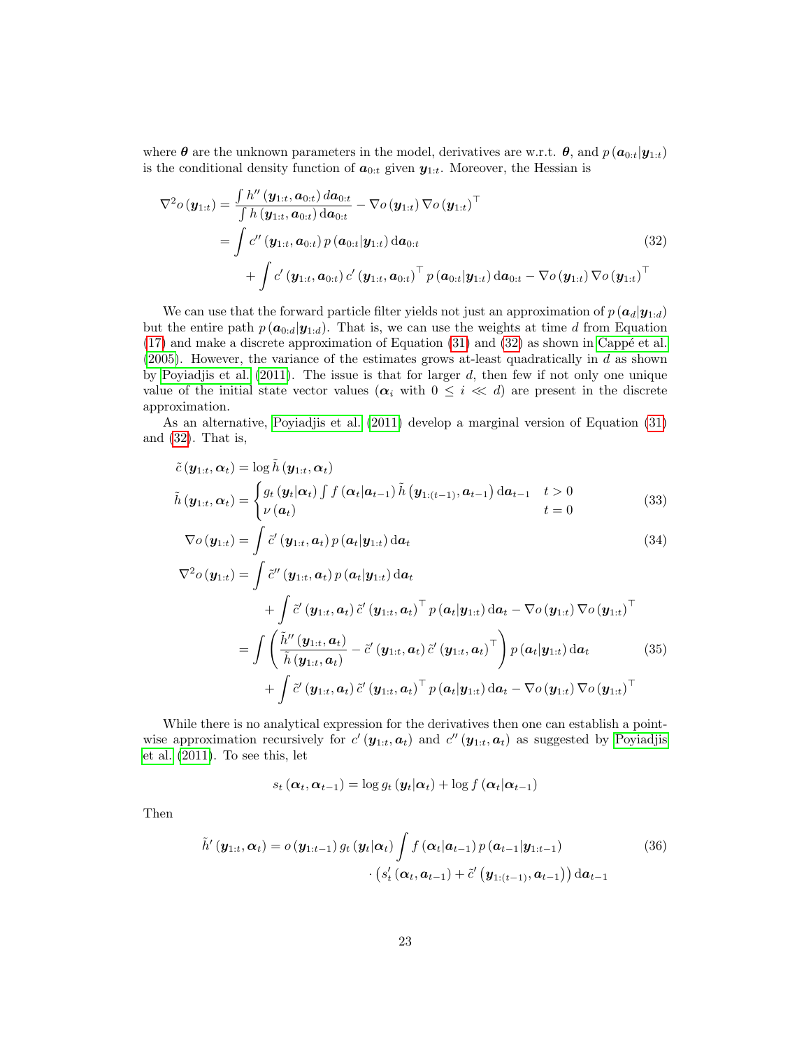where $\boldsymbol{\theta}$ are the unknown parameters in the model, derivatives are w.r.t. $\boldsymbol{\theta}$, and $p\left(\boldsymbol{a}_{0:t}|\boldsymbol{y}_{1:t}\right)$ is the conditional density function of $\boldsymbol{a}_{0:t}$ given $\boldsymbol{y}_{1:t}$. Moreover, the Hessian is

$$
\begin{aligned}
\nabla^2 o\left(\boldsymbol{y}_{1:t}\right) &= \frac{\int h''\left(\boldsymbol{y}_{1:t}, \boldsymbol{a}_{0:t}\right) d\boldsymbol{a}_{0:t}}{\int h\left(\boldsymbol{y}_{1:t}, \boldsymbol{a}_{0:t}\right) \mathrm{d}\boldsymbol{a}_{0:t}} - \nabla o\left(\boldsymbol{y}_{1:t}\right) \nabla o\left(\boldsymbol{y}_{1:t}\right)^\top \\
&= \int c''\left(\boldsymbol{y}_{1:t}, \boldsymbol{a}_{0:t}\right) p\left(\boldsymbol{a}_{0:t}|\boldsymbol{y}_{1:t}\right) \mathrm{d}\boldsymbol{a}_{0:t} \\
&\quad + \int c'\left(\boldsymbol{y}_{1:t}, \boldsymbol{a}_{0:t}\right) c'\left(\boldsymbol{y}_{1:t}, \boldsymbol{a}_{0:t}\right)^\top p\left(\boldsymbol{a}_{0:t}|\boldsymbol{y}_{1:t}\right) \mathrm{d}\boldsymbol{a}_{0:t} - \nabla o\left(\boldsymbol{y}_{1:t}\right) \nabla o\left(\boldsymbol{y}_{1:t}\right)^\top
\end{aligned} \tag{32}
$$

We can use that the forward particle filter yields not just an approximation of $p\left(\boldsymbol{a}_d|\boldsymbol{y}_{1:d}\right)$ but the entire path $p\left(\boldsymbol{a}_{0:d}|\boldsymbol{y}_{1:d}\right)$. That is, we can use the weights at time $d$ from Equation (17) and make a discrete approximation of Equation (31) and (32) as shown in Cappé et al. (2005). However, the variance of the estimates grows at-least quadratically in $d$ as shown by Poyiadjis et al. (2011). The issue is that for larger $d$, then few if not only one unique value of the initial state vector values ($\boldsymbol{\alpha}_i$ with $0 \leq i \ll d$) are present in the discrete approximation.

As an alternative, Poyiadjis et al. (2011) develop a marginal version of Equation (31) and (32). That is,

$$
\begin{aligned}
\tilde{c}\left(\boldsymbol{y}_{1:t}, \boldsymbol{\alpha}_t\right) &= \log \tilde{h}\left(\boldsymbol{y}_{1:t}, \boldsymbol{\alpha}_t\right) \\
\tilde{h}\left(\boldsymbol{y}_{1:t}, \boldsymbol{\alpha}_t\right) &= \begin{cases} g_t\left(\boldsymbol{y}_t|\boldsymbol{\alpha}_t\right) \int f\left(\boldsymbol{\alpha}_t|\boldsymbol{a}_{t-1}\right) \tilde{h}\left(\boldsymbol{y}_{1:(t-1)}, \boldsymbol{a}_{t-1}\right) \mathrm{d}\boldsymbol{a}_{t-1} & t > 0 \\ \nu\left(\boldsymbol{a}_t\right) & t = 0 \end{cases}
\end{aligned} \tag{33}
$$

$$
\nabla o\left(\boldsymbol{y}_{1:t}\right) = \int \tilde{c}'\left(\boldsymbol{y}_{1:t}, \boldsymbol{a}_t\right) p\left(\boldsymbol{a}_t|\boldsymbol{y}_{1:t}\right) \mathrm{d}\boldsymbol{a}_t \tag{34}
$$

$$
\begin{aligned}
\nabla^2 o\left(\boldsymbol{y}_{1:t}\right) &= \int \tilde{c}''\left(\boldsymbol{y}_{1:t}, \boldsymbol{a}_t\right) p\left(\boldsymbol{a}_t|\boldsymbol{y}_{1:t}\right) \mathrm{d}\boldsymbol{a}_t \\
&\quad + \int \tilde{c}'\left(\boldsymbol{y}_{1:t}, \boldsymbol{a}_t\right) \tilde{c}'\left(\boldsymbol{y}_{1:t}, \boldsymbol{a}_t\right)^\top p\left(\boldsymbol{a}_t|\boldsymbol{y}_{1:t}\right) \mathrm{d}\boldsymbol{a}_t - \nabla o\left(\boldsymbol{y}_{1:t}\right) \nabla o\left(\boldsymbol{y}_{1:t}\right)^\top \\
&= \int \left( \frac{\tilde{h}''\left(\boldsymbol{y}_{1:t}, \boldsymbol{a}_t\right)}{\tilde{h}\left(\boldsymbol{y}_{1:t}, \boldsymbol{a}_t\right)} - \tilde{c}'\left(\boldsymbol{y}_{1:t}, \boldsymbol{a}_t\right) \tilde{c}'\left(\boldsymbol{y}_{1:t}, \boldsymbol{a}_t\right)^\top \right) p\left(\boldsymbol{a}_t|\boldsymbol{y}_{1:t}\right) \mathrm{d}\boldsymbol{a}_t \\
&\quad + \int \tilde{c}'\left(\boldsymbol{y}_{1:t}, \boldsymbol{a}_t\right) \tilde{c}'\left(\boldsymbol{y}_{1:t}, \boldsymbol{a}_t\right)^\top p\left(\boldsymbol{a}_t|\boldsymbol{y}_{1:t}\right) \mathrm{d}\boldsymbol{a}_t - \nabla o\left(\boldsymbol{y}_{1:t}\right) \nabla o\left(\boldsymbol{y}_{1:t}\right)^\top
\end{aligned} \tag{35}
$$

While there is no analytical expression for the derivatives then one can establish a point-wise approximation recursively for $c'\left(\boldsymbol{y}_{1:t}, \boldsymbol{a}_t\right)$ and $c''\left(\boldsymbol{y}_{1:t}, \boldsymbol{a}_t\right)$ as suggested by Poyiadjis et al. (2011). To see this, let

$$
s_t\left(\boldsymbol{\alpha}_t, \boldsymbol{\alpha}_{t-1}\right) = \log g_t\left(\boldsymbol{y}_t|\boldsymbol{\alpha}_t\right) + \log f\left(\boldsymbol{\alpha}_t|\boldsymbol{\alpha}_{t-1}\right)
$$

Then

$$
\begin{aligned}
\tilde{h}'\left(\boldsymbol{y}_{1:t}, \boldsymbol{\alpha}_t\right) = o\left(\boldsymbol{y}_{1:t-1}\right) g_t\left(\boldsymbol{y}_t|\boldsymbol{\alpha}_t\right) \int f\left(\boldsymbol{\alpha}_t|\boldsymbol{a}_{t-1}\right) p\left(\boldsymbol{a}_{t-1}|\boldsymbol{y}_{1:t-1}\right) \\
\cdot \left(s_t'\left(\boldsymbol{\alpha}_t, \boldsymbol{a}_{t-1}\right) + \tilde{c}'\left(\boldsymbol{y}_{1:(t-1)}, \boldsymbol{a}_{t-1}\right)\right) \mathrm{d}\boldsymbol{a}_{t-1}
\end{aligned} \tag{36}
$$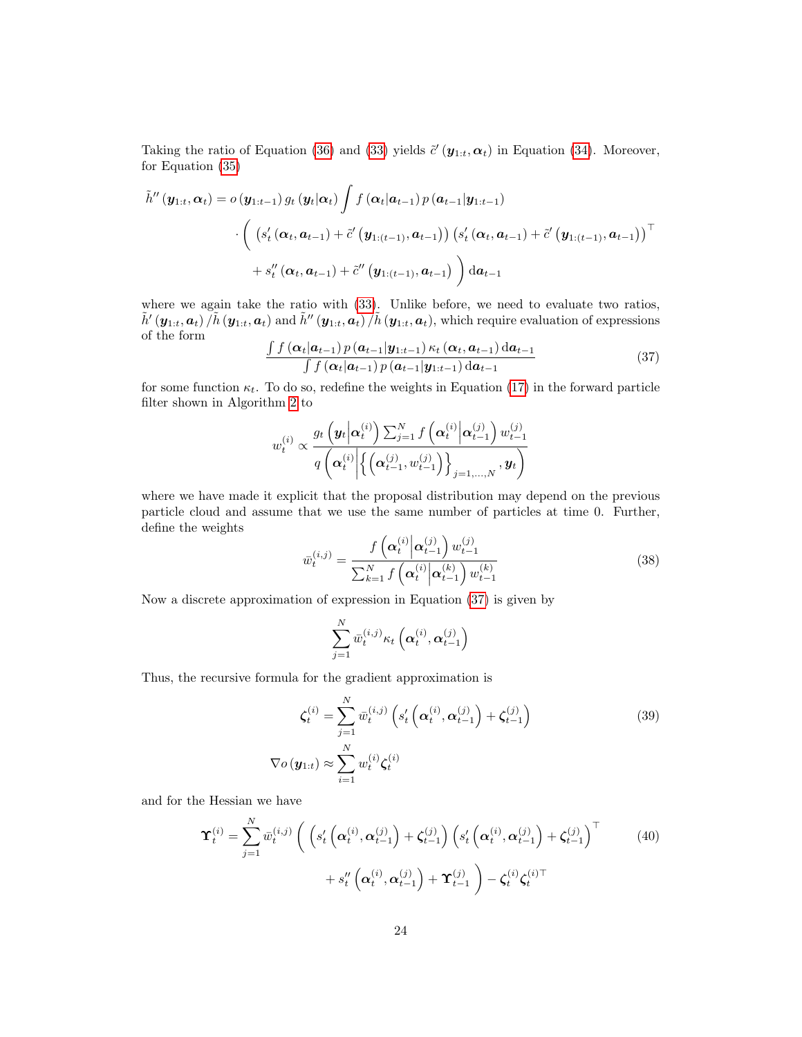Taking the ratio of Equation (36) and (33) yields $\tilde{c}'(\boldsymbol{y}_{1:t}, \boldsymbol{\alpha}_t)$ in Equation (34). Moreover, for Equation (35)

$$
\begin{aligned}
\tilde{h}''(\boldsymbol{y}_{1:t}, \boldsymbol{\alpha}_t) = o(\boldsymbol{y}_{1:t-1})\, g_t(\boldsymbol{y}_t|\boldsymbol{\alpha}_t) \int f(\boldsymbol{\alpha}_t|\boldsymbol{a}_{t-1})\, p(\boldsymbol{a}_{t-1}|\boldsymbol{y}_{1:t-1}) \\
\cdot \Bigg( \left(s_t'(\boldsymbol{\alpha}_t, \boldsymbol{a}_{t-1}) + \tilde{c}'(\boldsymbol{y}_{1:(t-1)}, \boldsymbol{a}_{t-1})\right)\left(s_t'(\boldsymbol{\alpha}_t, \boldsymbol{a}_{t-1}) + \tilde{c}'(\boldsymbol{y}_{1:(t-1)}, \boldsymbol{a}_{t-1})\right)^\top \\
+ s_t''(\boldsymbol{\alpha}_t, \boldsymbol{a}_{t-1}) + \tilde{c}''(\boldsymbol{y}_{1:(t-1)}, \boldsymbol{a}_{t-1}) \Bigg)\, \mathrm{d}\boldsymbol{a}_{t-1}
\end{aligned}
$$

where we again take the ratio with (33). Unlike before, we need to evaluate two ratios, $\tilde{h}'(\boldsymbol{y}_{1:t}, \boldsymbol{a}_t)/\tilde{h}(\boldsymbol{y}_{1:t}, \boldsymbol{a}_t)$ and $\tilde{h}''(\boldsymbol{y}_{1:t}, \boldsymbol{a}_t)/\tilde{h}(\boldsymbol{y}_{1:t}, \boldsymbol{a}_t)$, which require evaluation of expressions of the form

$$
\frac{\int f(\boldsymbol{\alpha}_t|\boldsymbol{a}_{t-1})\, p(\boldsymbol{a}_{t-1}|\boldsymbol{y}_{1:t-1})\, \kappa_t(\boldsymbol{\alpha}_t, \boldsymbol{a}_{t-1})\, \mathrm{d}\boldsymbol{a}_{t-1}}{\int f(\boldsymbol{\alpha}_t|\boldsymbol{a}_{t-1})\, p(\boldsymbol{a}_{t-1}|\boldsymbol{y}_{1:t-1})\, \mathrm{d}\boldsymbol{a}_{t-1}} \tag{37}
$$

for some function $\kappa_t$. To do so, redefine the weights in Equation (17) in the forward particle filter shown in Algorithm 2 to

$$
w_t^{(i)} \propto \frac{g_t\left(\boldsymbol{y}_t \middle| \boldsymbol{\alpha}_t^{(i)}\right) \sum_{j=1}^N f\left(\boldsymbol{\alpha}_t^{(i)} \middle| \boldsymbol{\alpha}_{t-1}^{(j)}\right) w_{t-1}^{(j)}}{q\left(\boldsymbol{\alpha}_t^{(i)} \middle| \left\{\left(\boldsymbol{\alpha}_{t-1}^{(j)}, w_{t-1}^{(j)}\right)\right\}_{j=1,\dots,N}, \boldsymbol{y}_t\right)}
$$

where we have made it explicit that the proposal distribution may depend on the previous particle cloud and assume that we use the same number of particles at time 0. Further, define the weights

$$
\bar{w}_t^{(i,j)} = \frac{f\left(\boldsymbol{\alpha}_t^{(i)} \middle| \boldsymbol{\alpha}_{t-1}^{(j)}\right) w_{t-1}^{(j)}}{\sum_{k=1}^N f\left(\boldsymbol{\alpha}_t^{(i)} \middle| \boldsymbol{\alpha}_{t-1}^{(k)}\right) w_{t-1}^{(k)}} \tag{38}
$$

Now a discrete approximation of expression in Equation (37) is given by

$$
\sum_{j=1}^N \bar{w}_t^{(i,j)} \kappa_t\left(\boldsymbol{\alpha}_t^{(i)}, \boldsymbol{\alpha}_{t-1}^{(j)}\right)
$$

Thus, the recursive formula for the gradient approximation is

$$
\begin{aligned}
\boldsymbol{\zeta}_t^{(i)} &= \sum_{j=1}^N \bar{w}_t^{(i,j)} \left(s_t'\left(\boldsymbol{\alpha}_t^{(i)}, \boldsymbol{\alpha}_{t-1}^{(j)}\right) + \boldsymbol{\zeta}_{t-1}^{(j)}\right) \\
\nabla o(\boldsymbol{y}_{1:t}) &\approx \sum_{i=1}^N w_t^{(i)} \boldsymbol{\zeta}_t^{(i)}
\end{aligned} \tag{39}
$$

and for the Hessian we have

$$
\begin{aligned}
\boldsymbol{\Upsilon}_t^{(i)} = \sum_{j=1}^N \bar{w}_t^{(i,j)} \Bigg( \left(s_t'\left(\boldsymbol{\alpha}_t^{(i)}, \boldsymbol{\alpha}_{t-1}^{(j)}\right) + \boldsymbol{\zeta}_{t-1}^{(j)}\right)\left(s_t'\left(\boldsymbol{\alpha}_t^{(i)}, \boldsymbol{\alpha}_{t-1}^{(j)}\right) + \boldsymbol{\zeta}_{t-1}^{(j)}\right)^\top \\
+ s_t''\left(\boldsymbol{\alpha}_t^{(i)}, \boldsymbol{\alpha}_{t-1}^{(j)}\right) + \boldsymbol{\Upsilon}_{t-1}^{(j)} \Bigg) - \boldsymbol{\zeta}_t^{(i)} \boldsymbol{\zeta}_t^{(i)\top}
\end{aligned} \tag{40}
$$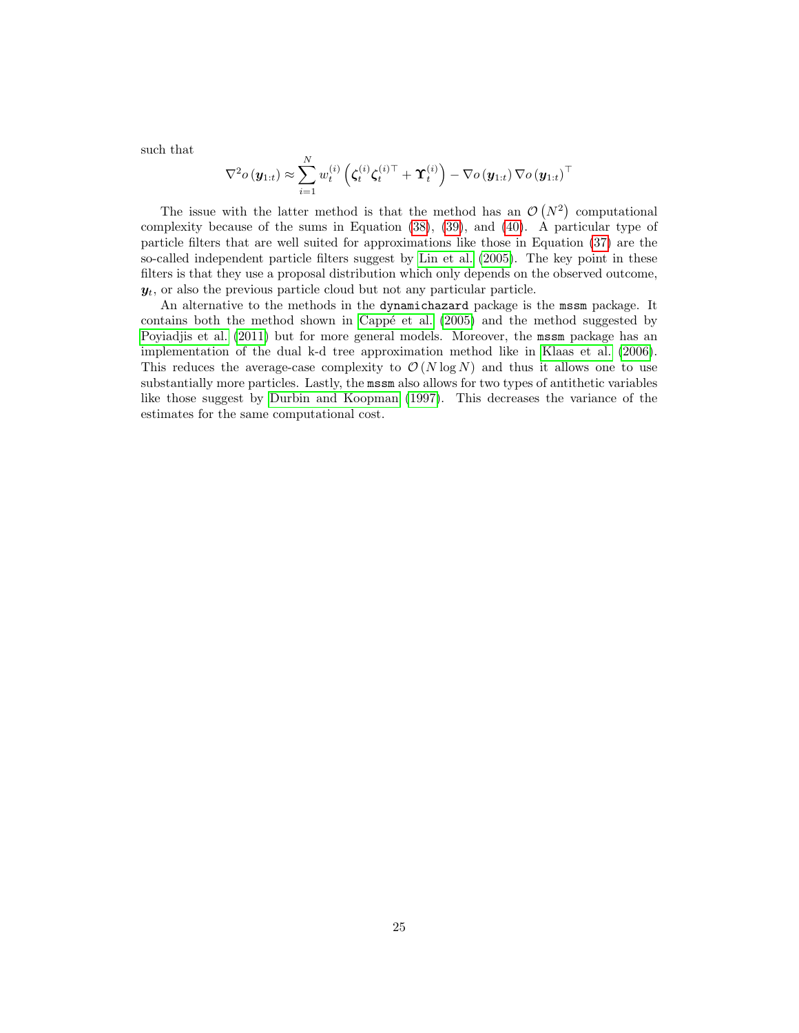such that

$$\nabla^2 o\left(\boldsymbol{y}_{1:t}\right) \approx \sum_{i=1}^{N} w_t^{(i)} \left(\boldsymbol{\zeta}_t^{(i)} \boldsymbol{\zeta}_t^{(i)\top} + \boldsymbol{\Upsilon}_t^{(i)}\right) - \nabla o\left(\boldsymbol{y}_{1:t}\right) \nabla o\left(\boldsymbol{y}_{1:t}\right)^\top$$

The issue with the latter method is that the method has an $\mathcal{O}\left(N^2\right)$ computational complexity because of the sums in Equation (38), (39), and (40). A particular type of particle filters that are well suited for approximations like those in Equation (37) are the so-called independent particle filters suggest by Lin et al. (2005). The key point in these filters is that they use a proposal distribution which only depends on the observed outcome, $\boldsymbol{y}_t$, or also the previous particle cloud but not any particular particle.

An alternative to the methods in the `dynamichazard` package is the `mssm` package. It contains both the method shown in Cappé et al. (2005) and the method suggested by Poyiadjis et al. (2011) but for more general models. Moreover, the `mssm` package has an implementation of the dual k-d tree approximation method like in Klaas et al. (2006). This reduces the average-case complexity to $\mathcal{O}\left(N \log N\right)$ and thus it allows one to use substantially more particles. Lastly, the `mssm` also allows for two types of antithetic variables like those suggest by Durbin and Koopman (1997). This decreases the variance of the estimates for the same computational cost.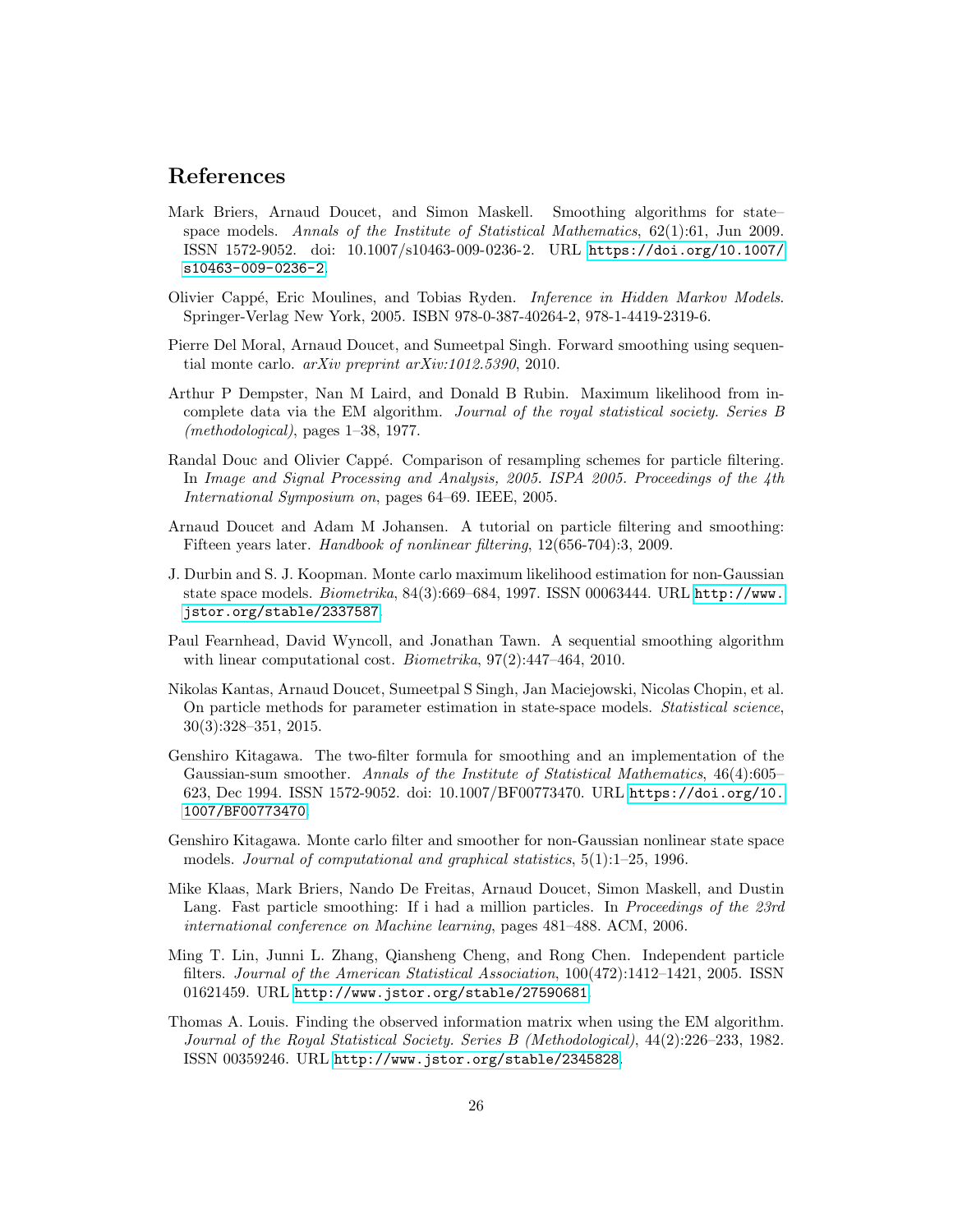## References

Mark Briers, Arnaud Doucet, and Simon Maskell. Smoothing algorithms for state–space models. *Annals of the Institute of Statistical Mathematics*, 62(1):61, Jun 2009. ISSN 1572-9052. doi: 10.1007/s10463-009-0236-2. URL https://doi.org/10.1007/s10463-009-0236-2.

Olivier Cappé, Eric Moulines, and Tobias Ryden. *Inference in Hidden Markov Models*. Springer-Verlag New York, 2005. ISBN 978-0-387-40264-2, 978-1-4419-2319-6.

Pierre Del Moral, Arnaud Doucet, and Sumeetpal Singh. Forward smoothing using sequential monte carlo. *arXiv preprint arXiv:1012.5390*, 2010.

Arthur P Dempster, Nan M Laird, and Donald B Rubin. Maximum likelihood from incomplete data via the EM algorithm. *Journal of the royal statistical society. Series B (methodological)*, pages 1–38, 1977.

Randal Douc and Olivier Cappé. Comparison of resampling schemes for particle filtering. In *Image and Signal Processing and Analysis, 2005. ISPA 2005. Proceedings of the 4th International Symposium on*, pages 64–69. IEEE, 2005.

Arnaud Doucet and Adam M Johansen. A tutorial on particle filtering and smoothing: Fifteen years later. *Handbook of nonlinear filtering*, 12(656-704):3, 2009.

J. Durbin and S. J. Koopman. Monte carlo maximum likelihood estimation for non-Gaussian state space models. *Biometrika*, 84(3):669–684, 1997. ISSN 00063444. URL http://www.jstor.org/stable/2337587.

Paul Fearnhead, David Wyncoll, and Jonathan Tawn. A sequential smoothing algorithm with linear computational cost. *Biometrika*, 97(2):447–464, 2010.

Nikolas Kantas, Arnaud Doucet, Sumeetpal S Singh, Jan Maciejowski, Nicolas Chopin, et al. On particle methods for parameter estimation in state-space models. *Statistical science*, 30(3):328–351, 2015.

Genshiro Kitagawa. The two-filter formula for smoothing and an implementation of the Gaussian-sum smoother. *Annals of the Institute of Statistical Mathematics*, 46(4):605–623, Dec 1994. ISSN 1572-9052. doi: 10.1007/BF00773470. URL https://doi.org/10.1007/BF00773470.

Genshiro Kitagawa. Monte carlo filter and smoother for non-Gaussian nonlinear state space models. *Journal of computational and graphical statistics*, 5(1):1–25, 1996.

Mike Klaas, Mark Briers, Nando De Freitas, Arnaud Doucet, Simon Maskell, and Dustin Lang. Fast particle smoothing: If i had a million particles. In *Proceedings of the 23rd international conference on Machine learning*, pages 481–488. ACM, 2006.

Ming T. Lin, Junni L. Zhang, Qiansheng Cheng, and Rong Chen. Independent particle filters. *Journal of the American Statistical Association*, 100(472):1412–1421, 2005. ISSN 01621459. URL http://www.jstor.org/stable/27590681.

Thomas A. Louis. Finding the observed information matrix when using the EM algorithm. *Journal of the Royal Statistical Society. Series B (Methodological)*, 44(2):226–233, 1982. ISSN 00359246. URL http://www.jstor.org/stable/2345828.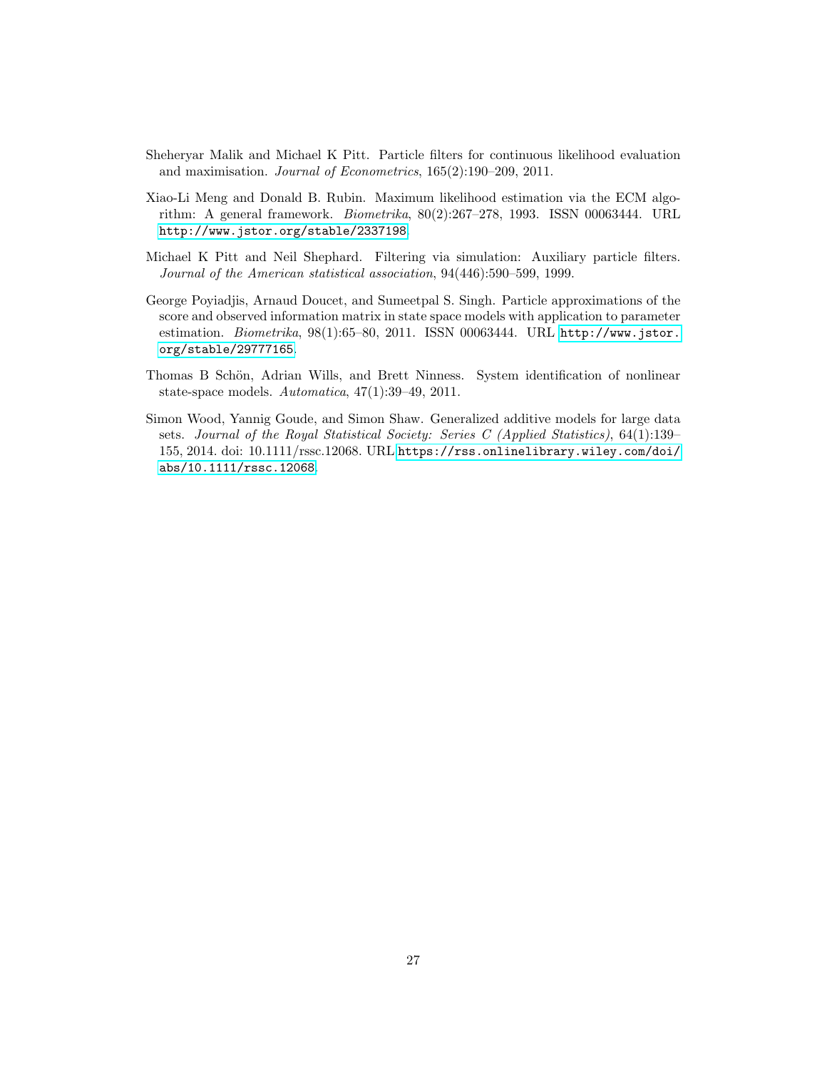Sheheryar Malik and Michael K Pitt. Particle filters for continuous likelihood evaluation and maximisation. *Journal of Econometrics*, 165(2):190–209, 2011.

Xiao-Li Meng and Donald B. Rubin. Maximum likelihood estimation via the ECM algorithm: A general framework. *Biometrika*, 80(2):267–278, 1993. ISSN 00063444. URL http://www.jstor.org/stable/2337198.

Michael K Pitt and Neil Shephard. Filtering via simulation: Auxiliary particle filters. *Journal of the American statistical association*, 94(446):590–599, 1999.

George Poyiadjis, Arnaud Doucet, and Sumeetpal S. Singh. Particle approximations of the score and observed information matrix in state space models with application to parameter estimation. *Biometrika*, 98(1):65–80, 2011. ISSN 00063444. URL http://www.jstor.org/stable/29777165.

Thomas B Schön, Adrian Wills, and Brett Ninness. System identification of nonlinear state-space models. *Automatica*, 47(1):39–49, 2011.

Simon Wood, Yannig Goude, and Simon Shaw. Generalized additive models for large data sets. *Journal of the Royal Statistical Society: Series C (Applied Statistics)*, 64(1):139–155, 2014. doi: 10.1111/rssc.12068. URL https://rss.onlinelibrary.wiley.com/doi/abs/10.1111/rssc.12068.